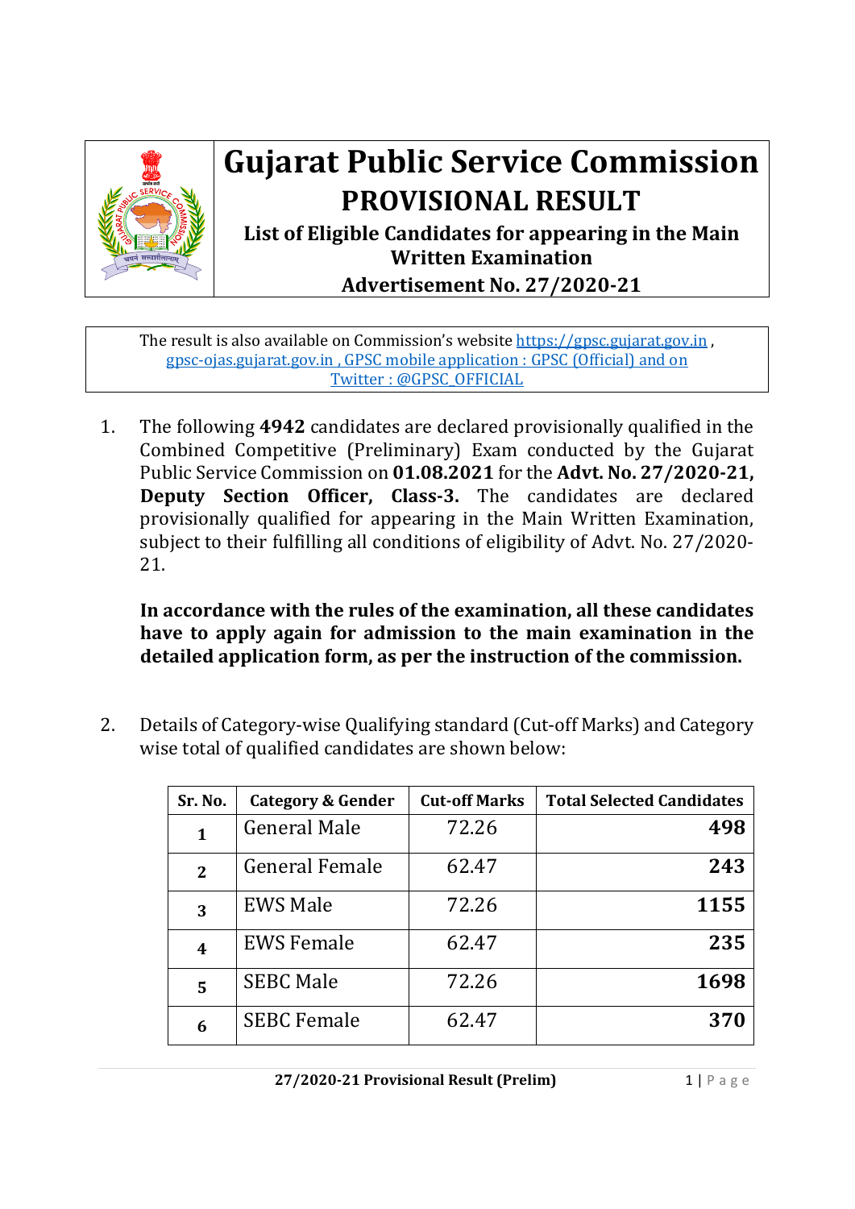# Gujarat Public Service Commission

## PROVISIONAL RESULT

### List of Eligible Candidates for appearing in the Main Written Examination

### Advertisement No. 27/2020-21

The result is also available on Commission's website https://gpsc.gujarat.gov.in , gpsc-ojas.gujarat.gov.in , GPSC mobile application : GPSC (Official) and on Twitter : @GPSC_OFFICIAL

1. The following **4942** candidates are declared provisionally qualified in the Combined Competitive (Preliminary) Exam conducted by the Gujarat Public Service Commission on **01.08.2021** for the **Advt. No. 27/2020-21, Deputy Section Officer, Class-3.** The candidates are declared provisionally qualified for appearing in the Main Written Examination, subject to their fulfilling all conditions of eligibility of Advt. No. 27/2020-21.

   **In accordance with the rules of the examination, all these candidates have to apply again for admission to the main examination in the detailed application form, as per the instruction of the commission.**

2. Details of Category-wise Qualifying standard (Cut-off Marks) and Category wise total of qualified candidates are shown below:

| Sr. No. | Category & Gender | Cut-off Marks | Total Selected Candidates |
|---|---|---|---|
| 1 | General Male | 72.26 | 498 |
| 2 | General Female | 62.47 | 243 |
| 3 | EWS Male | 72.26 | 1155 |
| 4 | EWS Female | 62.47 | 235 |
| 5 | SEBC Male | 72.26 | 1698 |
| 6 | SEBC Female | 62.47 | 370 |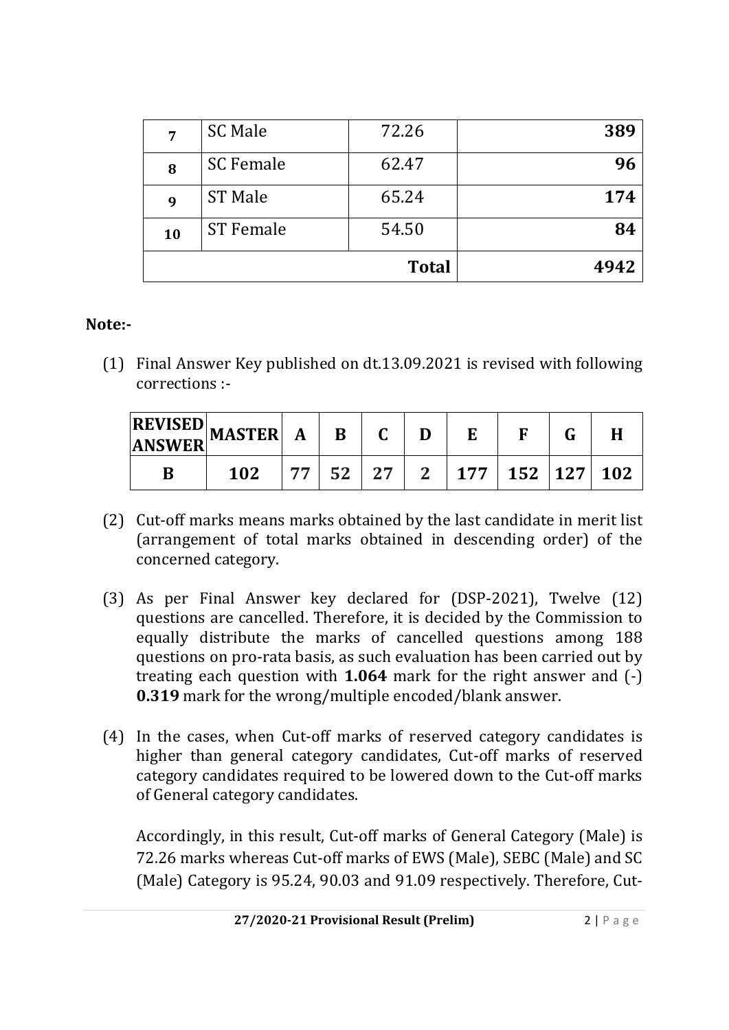| 7 | SC Male | 72.26 | **389** |
|---|---|---|---|
| **8** | SC Female | 62.47 | **96** |
| **9** | ST Male | 65.24 | **174** |
| **10** | ST Female | 54.50 | **84** |
| | | **Total** | **4942** |

**Note:-**

(1) Final Answer Key published on dt.13.09.2021 is revised with following corrections :-

| REVISED ANSWER | MASTER | A | B | C | D | E | F | G | H |
|---|---|---|---|---|---|---|---|---|---|
| **B** | **102** | **77** | **52** | **27** | **2** | **177** | **152** | **127** | **102** |

(2) Cut-off marks means marks obtained by the last candidate in merit list (arrangement of total marks obtained in descending order) of the concerned category.

(3) As per Final Answer key declared for (DSP-2021), Twelve (12) questions are cancelled. Therefore, it is decided by the Commission to equally distribute the marks of cancelled questions among 188 questions on pro-rata basis, as such evaluation has been carried out by treating each question with **1.064** mark for the right answer and (-) **0.319** mark for the wrong/multiple encoded/blank answer.

(4) In the cases, when Cut-off marks of reserved category candidates is higher than general category candidates, Cut-off marks of reserved category candidates required to be lowered down to the Cut-off marks of General category candidates.

Accordingly, in this result, Cut-off marks of General Category (Male) is 72.26 marks whereas Cut-off marks of EWS (Male), SEBC (Male) and SC (Male) Category is 95.24, 90.03 and 91.09 respectively. Therefore, Cut-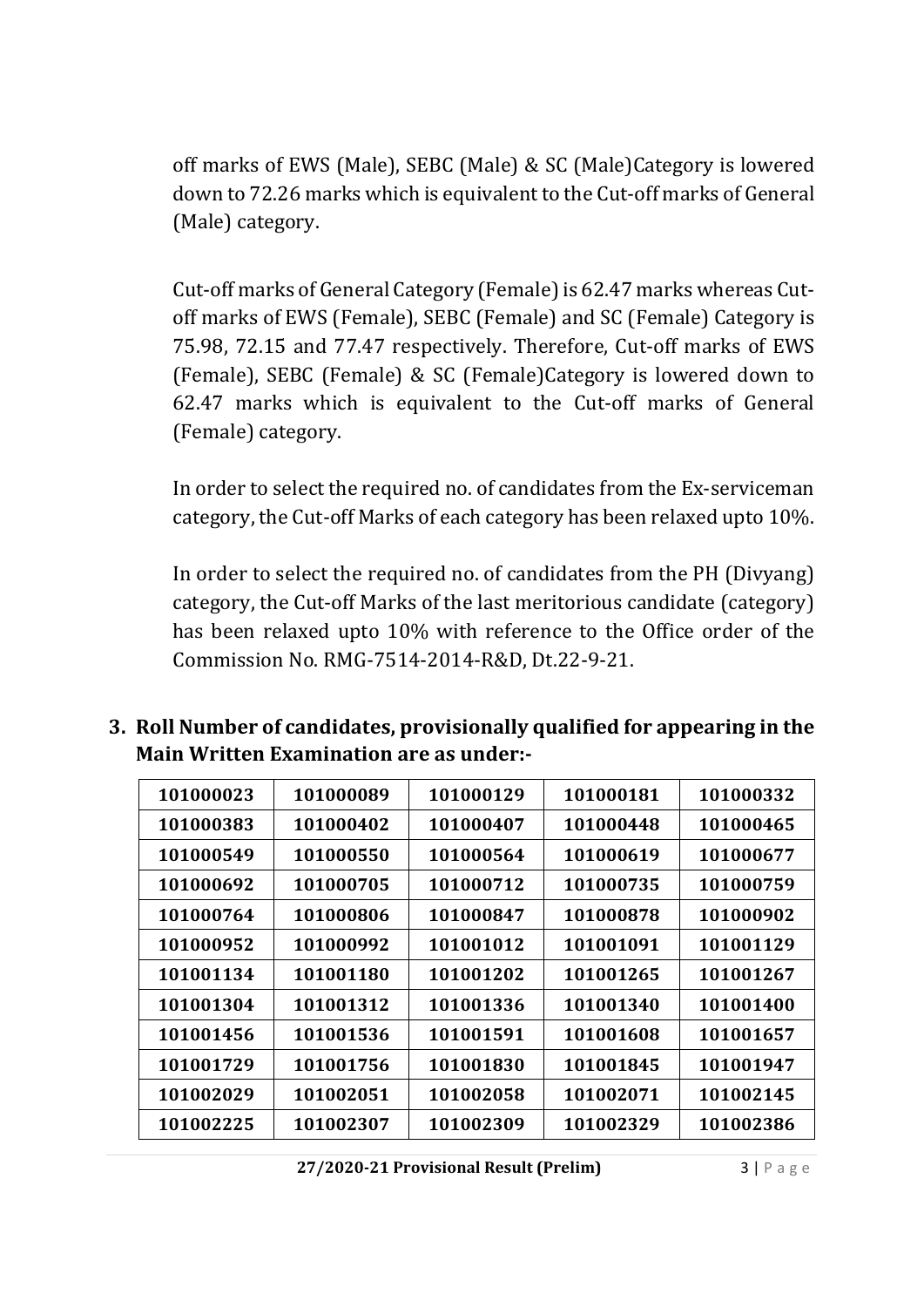off marks of EWS (Male), SEBC (Male) & SC (Male)Category is lowered down to 72.26 marks which is equivalent to the Cut-off marks of General (Male) category.

Cut-off marks of General Category (Female) is 62.47 marks whereas Cut-off marks of EWS (Female), SEBC (Female) and SC (Female) Category is 75.98, 72.15 and 77.47 respectively. Therefore, Cut-off marks of EWS (Female), SEBC (Female) & SC (Female)Category is lowered down to 62.47 marks which is equivalent to the Cut-off marks of General (Female) category.

In order to select the required no. of candidates from the Ex-serviceman category, the Cut-off Marks of each category has been relaxed upto 10%.

In order to select the required no. of candidates from the PH (Divyang) category, the Cut-off Marks of the last meritorious candidate (category) has been relaxed upto 10% with reference to the Office order of the Commission No. RMG-7514-2014-R&D, Dt.22-9-21.

**3. Roll Number of candidates, provisionally qualified for appearing in the Main Written Examination are as under:-**

| | | | | |
|---|---|---|---|---|
| 101000023 | 101000089 | 101000129 | 101000181 | 101000332 |
| 101000383 | 101000402 | 101000407 | 101000448 | 101000465 |
| 101000549 | 101000550 | 101000564 | 101000619 | 101000677 |
| 101000692 | 101000705 | 101000712 | 101000735 | 101000759 |
| 101000764 | 101000806 | 101000847 | 101000878 | 101000902 |
| 101000952 | 101000992 | 101001012 | 101001091 | 101001129 |
| 101001134 | 101001180 | 101001202 | 101001265 | 101001267 |
| 101001304 | 101001312 | 101001336 | 101001340 | 101001400 |
| 101001456 | 101001536 | 101001591 | 101001608 | 101001657 |
| 101001729 | 101001756 | 101001830 | 101001845 | 101001947 |
| 101002029 | 101002051 | 101002058 | 101002071 | 101002145 |
| 101002225 | 101002307 | 101002309 | 101002329 | 101002386 |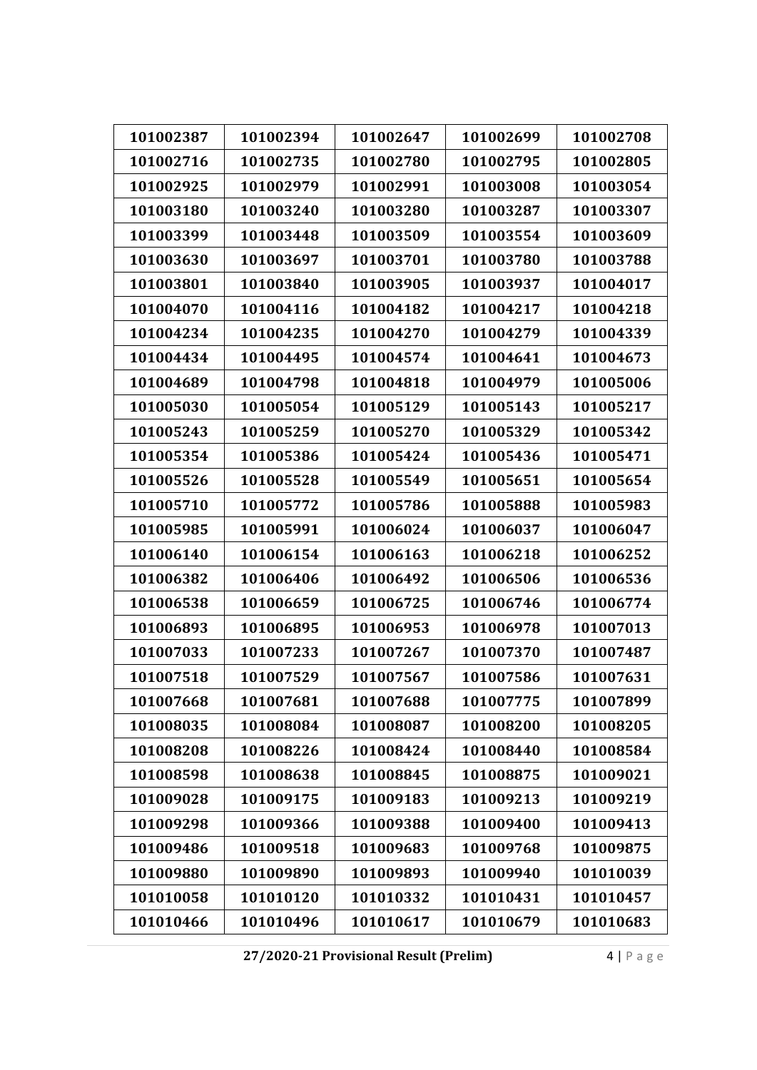| 101002387 | 101002394 | 101002647 | 101002699 | 101002708 |
|---|---|---|---|---|
| 101002716 | 101002735 | 101002780 | 101002795 | 101002805 |
| 101002925 | 101002979 | 101002991 | 101003008 | 101003054 |
| 101003180 | 101003240 | 101003280 | 101003287 | 101003307 |
| 101003399 | 101003448 | 101003509 | 101003554 | 101003609 |
| 101003630 | 101003697 | 101003701 | 101003780 | 101003788 |
| 101003801 | 101003840 | 101003905 | 101003937 | 101004017 |
| 101004070 | 101004116 | 101004182 | 101004217 | 101004218 |
| 101004234 | 101004235 | 101004270 | 101004279 | 101004339 |
| 101004434 | 101004495 | 101004574 | 101004641 | 101004673 |
| 101004689 | 101004798 | 101004818 | 101004979 | 101005006 |
| 101005030 | 101005054 | 101005129 | 101005143 | 101005217 |
| 101005243 | 101005259 | 101005270 | 101005329 | 101005342 |
| 101005354 | 101005386 | 101005424 | 101005436 | 101005471 |
| 101005526 | 101005528 | 101005549 | 101005651 | 101005654 |
| 101005710 | 101005772 | 101005786 | 101005888 | 101005983 |
| 101005985 | 101005991 | 101006024 | 101006037 | 101006047 |
| 101006140 | 101006154 | 101006163 | 101006218 | 101006252 |
| 101006382 | 101006406 | 101006492 | 101006506 | 101006536 |
| 101006538 | 101006659 | 101006725 | 101006746 | 101006774 |
| 101006893 | 101006895 | 101006953 | 101006978 | 101007013 |
| 101007033 | 101007233 | 101007267 | 101007370 | 101007487 |
| 101007518 | 101007529 | 101007567 | 101007586 | 101007631 |
| 101007668 | 101007681 | 101007688 | 101007775 | 101007899 |
| 101008035 | 101008084 | 101008087 | 101008200 | 101008205 |
| 101008208 | 101008226 | 101008424 | 101008440 | 101008584 |
| 101008598 | 101008638 | 101008845 | 101008875 | 101009021 |
| 101009028 | 101009175 | 101009183 | 101009213 | 101009219 |
| 101009298 | 101009366 | 101009388 | 101009400 | 101009413 |
| 101009486 | 101009518 | 101009683 | 101009768 | 101009875 |
| 101009880 | 101009890 | 101009893 | 101009940 | 101010039 |
| 101010058 | 101010120 | 101010332 | 101010431 | 101010457 |
| 101010466 | 101010496 | 101010617 | 101010679 | 101010683 |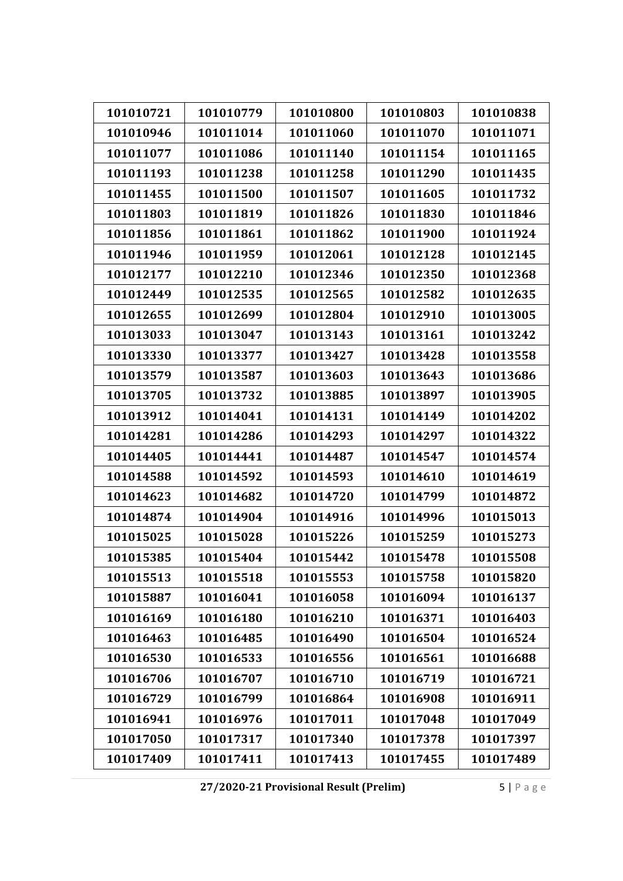| 101010721 | 101010779 | 101010800 | 101010803 | 101010838 |
|---|---|---|---|---|
| 101010946 | 101011014 | 101011060 | 101011070 | 101011071 |
| 101011077 | 101011086 | 101011140 | 101011154 | 101011165 |
| 101011193 | 101011238 | 101011258 | 101011290 | 101011435 |
| 101011455 | 101011500 | 101011507 | 101011605 | 101011732 |
| 101011803 | 101011819 | 101011826 | 101011830 | 101011846 |
| 101011856 | 101011861 | 101011862 | 101011900 | 101011924 |
| 101011946 | 101011959 | 101012061 | 101012128 | 101012145 |
| 101012177 | 101012210 | 101012346 | 101012350 | 101012368 |
| 101012449 | 101012535 | 101012565 | 101012582 | 101012635 |
| 101012655 | 101012699 | 101012804 | 101012910 | 101013005 |
| 101013033 | 101013047 | 101013143 | 101013161 | 101013242 |
| 101013330 | 101013377 | 101013427 | 101013428 | 101013558 |
| 101013579 | 101013587 | 101013603 | 101013643 | 101013686 |
| 101013705 | 101013732 | 101013885 | 101013897 | 101013905 |
| 101013912 | 101014041 | 101014131 | 101014149 | 101014202 |
| 101014281 | 101014286 | 101014293 | 101014297 | 101014322 |
| 101014405 | 101014441 | 101014487 | 101014547 | 101014574 |
| 101014588 | 101014592 | 101014593 | 101014610 | 101014619 |
| 101014623 | 101014682 | 101014720 | 101014799 | 101014872 |
| 101014874 | 101014904 | 101014916 | 101014996 | 101015013 |
| 101015025 | 101015028 | 101015226 | 101015259 | 101015273 |
| 101015385 | 101015404 | 101015442 | 101015478 | 101015508 |
| 101015513 | 101015518 | 101015553 | 101015758 | 101015820 |
| 101015887 | 101016041 | 101016058 | 101016094 | 101016137 |
| 101016169 | 101016180 | 101016210 | 101016371 | 101016403 |
| 101016463 | 101016485 | 101016490 | 101016504 | 101016524 |
| 101016530 | 101016533 | 101016556 | 101016561 | 101016688 |
| 101016706 | 101016707 | 101016710 | 101016719 | 101016721 |
| 101016729 | 101016799 | 101016864 | 101016908 | 101016911 |
| 101016941 | 101016976 | 101017011 | 101017048 | 101017049 |
| 101017050 | 101017317 | 101017340 | 101017378 | 101017397 |
| 101017409 | 101017411 | 101017413 | 101017455 | 101017489 |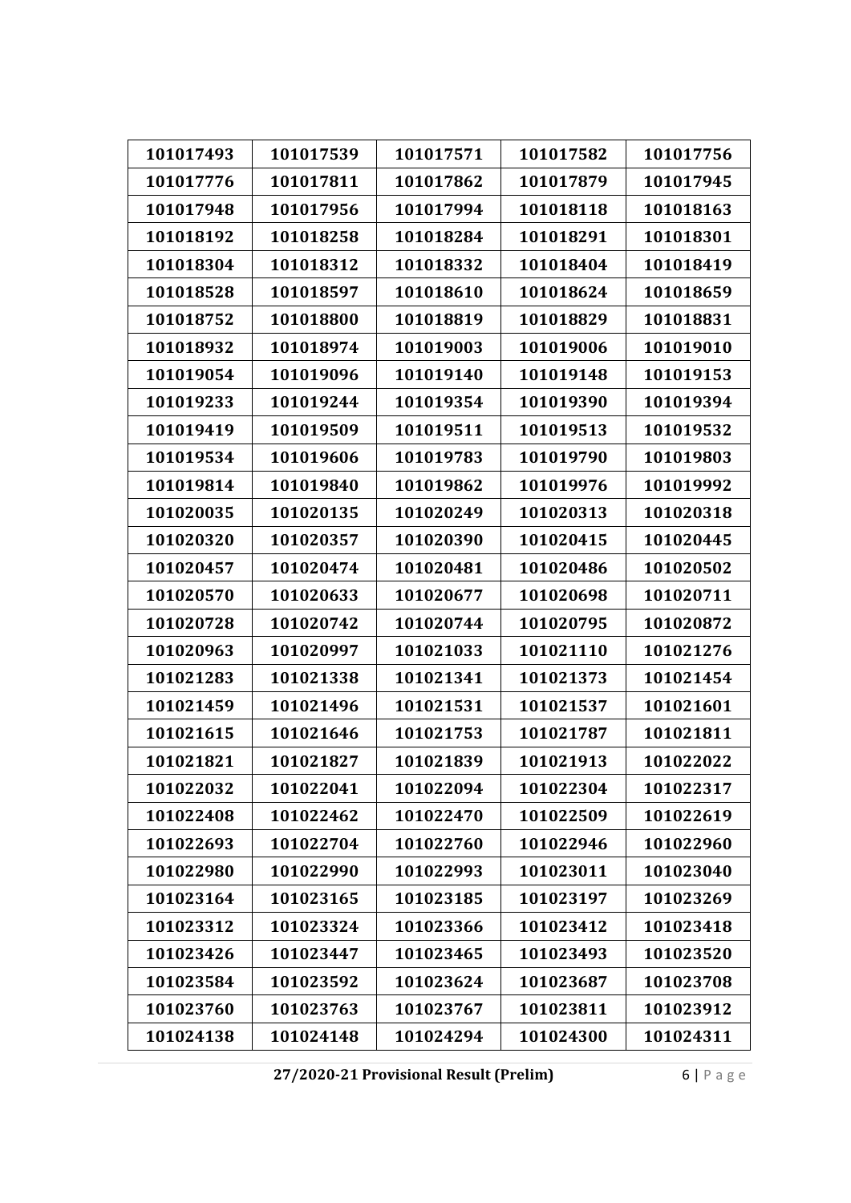| 101017493 | 101017539 | 101017571 | 101017582 | 101017756 |
|---|---|---|---|---|
| 101017776 | 101017811 | 101017862 | 101017879 | 101017945 |
| 101017948 | 101017956 | 101017994 | 101018118 | 101018163 |
| 101018192 | 101018258 | 101018284 | 101018291 | 101018301 |
| 101018304 | 101018312 | 101018332 | 101018404 | 101018419 |
| 101018528 | 101018597 | 101018610 | 101018624 | 101018659 |
| 101018752 | 101018800 | 101018819 | 101018829 | 101018831 |
| 101018932 | 101018974 | 101019003 | 101019006 | 101019010 |
| 101019054 | 101019096 | 101019140 | 101019148 | 101019153 |
| 101019233 | 101019244 | 101019354 | 101019390 | 101019394 |
| 101019419 | 101019509 | 101019511 | 101019513 | 101019532 |
| 101019534 | 101019606 | 101019783 | 101019790 | 101019803 |
| 101019814 | 101019840 | 101019862 | 101019976 | 101019992 |
| 101020035 | 101020135 | 101020249 | 101020313 | 101020318 |
| 101020320 | 101020357 | 101020390 | 101020415 | 101020445 |
| 101020457 | 101020474 | 101020481 | 101020486 | 101020502 |
| 101020570 | 101020633 | 101020677 | 101020698 | 101020711 |
| 101020728 | 101020742 | 101020744 | 101020795 | 101020872 |
| 101020963 | 101020997 | 101021033 | 101021110 | 101021276 |
| 101021283 | 101021338 | 101021341 | 101021373 | 101021454 |
| 101021459 | 101021496 | 101021531 | 101021537 | 101021601 |
| 101021615 | 101021646 | 101021753 | 101021787 | 101021811 |
| 101021821 | 101021827 | 101021839 | 101021913 | 101022022 |
| 101022032 | 101022041 | 101022094 | 101022304 | 101022317 |
| 101022408 | 101022462 | 101022470 | 101022509 | 101022619 |
| 101022693 | 101022704 | 101022760 | 101022946 | 101022960 |
| 101022980 | 101022990 | 101022993 | 101023011 | 101023040 |
| 101023164 | 101023165 | 101023185 | 101023197 | 101023269 |
| 101023312 | 101023324 | 101023366 | 101023412 | 101023418 |
| 101023426 | 101023447 | 101023465 | 101023493 | 101023520 |
| 101023584 | 101023592 | 101023624 | 101023687 | 101023708 |
| 101023760 | 101023763 | 101023767 | 101023811 | 101023912 |
| 101024138 | 101024148 | 101024294 | 101024300 | 101024311 |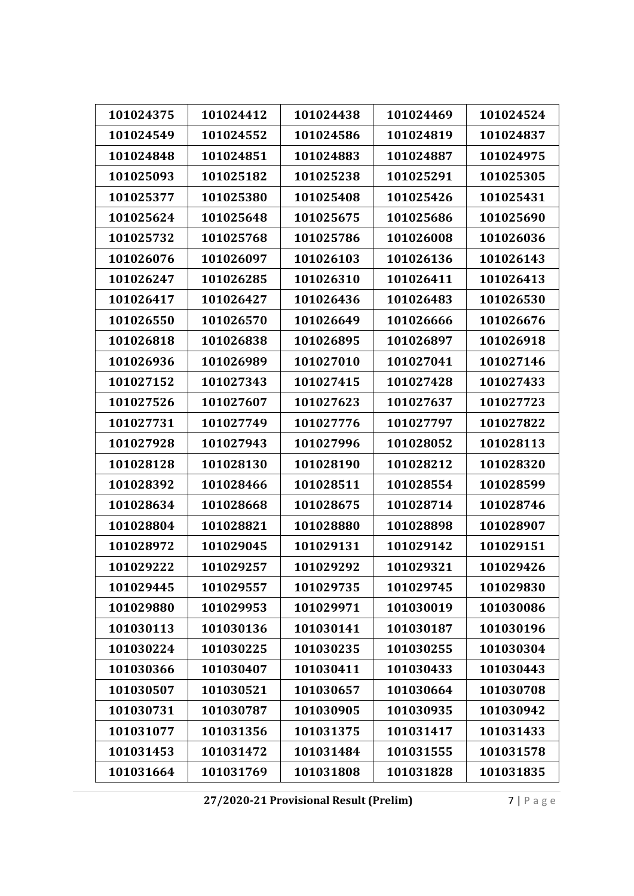| 101024375 | 101024412 | 101024438 | 101024469 | 101024524 |
|---|---|---|---|---|
| 101024549 | 101024552 | 101024586 | 101024819 | 101024837 |
| 101024848 | 101024851 | 101024883 | 101024887 | 101024975 |
| 101025093 | 101025182 | 101025238 | 101025291 | 101025305 |
| 101025377 | 101025380 | 101025408 | 101025426 | 101025431 |
| 101025624 | 101025648 | 101025675 | 101025686 | 101025690 |
| 101025732 | 101025768 | 101025786 | 101026008 | 101026036 |
| 101026076 | 101026097 | 101026103 | 101026136 | 101026143 |
| 101026247 | 101026285 | 101026310 | 101026411 | 101026413 |
| 101026417 | 101026427 | 101026436 | 101026483 | 101026530 |
| 101026550 | 101026570 | 101026649 | 101026666 | 101026676 |
| 101026818 | 101026838 | 101026895 | 101026897 | 101026918 |
| 101026936 | 101026989 | 101027010 | 101027041 | 101027146 |
| 101027152 | 101027343 | 101027415 | 101027428 | 101027433 |
| 101027526 | 101027607 | 101027623 | 101027637 | 101027723 |
| 101027731 | 101027749 | 101027776 | 101027797 | 101027822 |
| 101027928 | 101027943 | 101027996 | 101028052 | 101028113 |
| 101028128 | 101028130 | 101028190 | 101028212 | 101028320 |
| 101028392 | 101028466 | 101028511 | 101028554 | 101028599 |
| 101028634 | 101028668 | 101028675 | 101028714 | 101028746 |
| 101028804 | 101028821 | 101028880 | 101028898 | 101028907 |
| 101028972 | 101029045 | 101029131 | 101029142 | 101029151 |
| 101029222 | 101029257 | 101029292 | 101029321 | 101029426 |
| 101029445 | 101029557 | 101029735 | 101029745 | 101029830 |
| 101029880 | 101029953 | 101029971 | 101030019 | 101030086 |
| 101030113 | 101030136 | 101030141 | 101030187 | 101030196 |
| 101030224 | 101030225 | 101030235 | 101030255 | 101030304 |
| 101030366 | 101030407 | 101030411 | 101030433 | 101030443 |
| 101030507 | 101030521 | 101030657 | 101030664 | 101030708 |
| 101030731 | 101030787 | 101030905 | 101030935 | 101030942 |
| 101031077 | 101031356 | 101031375 | 101031417 | 101031433 |
| 101031453 | 101031472 | 101031484 | 101031555 | 101031578 |
| 101031664 | 101031769 | 101031808 | 101031828 | 101031835 |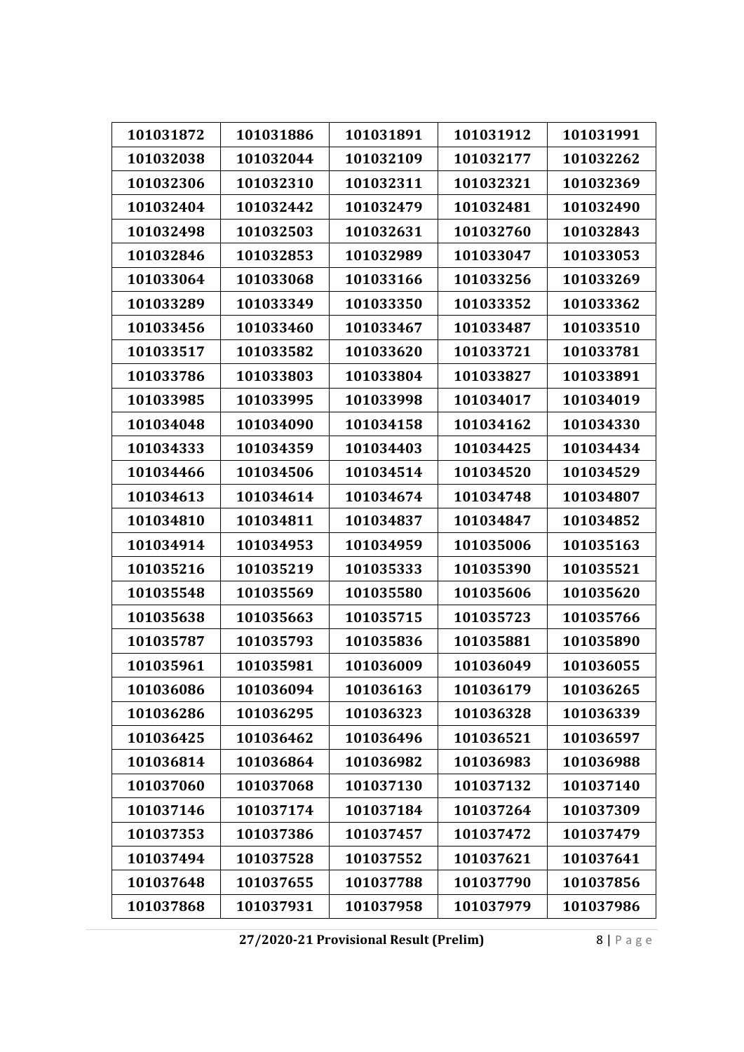| 101031872 | 101031886 | 101031891 | 101031912 | 101031991 |
|---|---|---|---|---|
| 101032038 | 101032044 | 101032109 | 101032177 | 101032262 |
| 101032306 | 101032310 | 101032311 | 101032321 | 101032369 |
| 101032404 | 101032442 | 101032479 | 101032481 | 101032490 |
| 101032498 | 101032503 | 101032631 | 101032760 | 101032843 |
| 101032846 | 101032853 | 101032989 | 101033047 | 101033053 |
| 101033064 | 101033068 | 101033166 | 101033256 | 101033269 |
| 101033289 | 101033349 | 101033350 | 101033352 | 101033362 |
| 101033456 | 101033460 | 101033467 | 101033487 | 101033510 |
| 101033517 | 101033582 | 101033620 | 101033721 | 101033781 |
| 101033786 | 101033803 | 101033804 | 101033827 | 101033891 |
| 101033985 | 101033995 | 101033998 | 101034017 | 101034019 |
| 101034048 | 101034090 | 101034158 | 101034162 | 101034330 |
| 101034333 | 101034359 | 101034403 | 101034425 | 101034434 |
| 101034466 | 101034506 | 101034514 | 101034520 | 101034529 |
| 101034613 | 101034614 | 101034674 | 101034748 | 101034807 |
| 101034810 | 101034811 | 101034837 | 101034847 | 101034852 |
| 101034914 | 101034953 | 101034959 | 101035006 | 101035163 |
| 101035216 | 101035219 | 101035333 | 101035390 | 101035521 |
| 101035548 | 101035569 | 101035580 | 101035606 | 101035620 |
| 101035638 | 101035663 | 101035715 | 101035723 | 101035766 |
| 101035787 | 101035793 | 101035836 | 101035881 | 101035890 |
| 101035961 | 101035981 | 101036009 | 101036049 | 101036055 |
| 101036086 | 101036094 | 101036163 | 101036179 | 101036265 |
| 101036286 | 101036295 | 101036323 | 101036328 | 101036339 |
| 101036425 | 101036462 | 101036496 | 101036521 | 101036597 |
| 101036814 | 101036864 | 101036982 | 101036983 | 101036988 |
| 101037060 | 101037068 | 101037130 | 101037132 | 101037140 |
| 101037146 | 101037174 | 101037184 | 101037264 | 101037309 |
| 101037353 | 101037386 | 101037457 | 101037472 | 101037479 |
| 101037494 | 101037528 | 101037552 | 101037621 | 101037641 |
| 101037648 | 101037655 | 101037788 | 101037790 | 101037856 |
| 101037868 | 101037931 | 101037958 | 101037979 | 101037986 |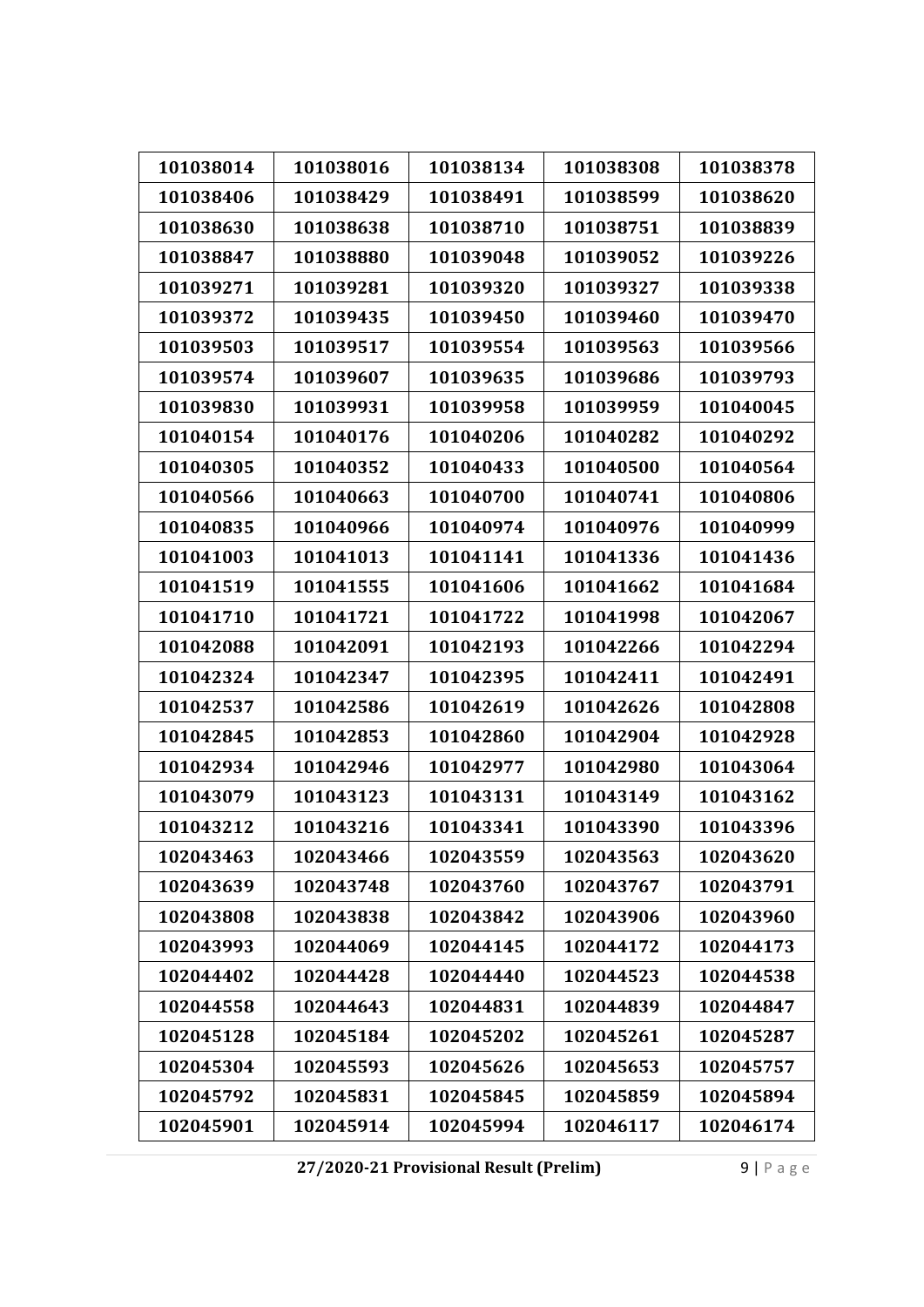| 101038014 | 101038016 | 101038134 | 101038308 | 101038378 |
|---|---|---|---|---|
| 101038406 | 101038429 | 101038491 | 101038599 | 101038620 |
| 101038630 | 101038638 | 101038710 | 101038751 | 101038839 |
| 101038847 | 101038880 | 101039048 | 101039052 | 101039226 |
| 101039271 | 101039281 | 101039320 | 101039327 | 101039338 |
| 101039372 | 101039435 | 101039450 | 101039460 | 101039470 |
| 101039503 | 101039517 | 101039554 | 101039563 | 101039566 |
| 101039574 | 101039607 | 101039635 | 101039686 | 101039793 |
| 101039830 | 101039931 | 101039958 | 101039959 | 101040045 |
| 101040154 | 101040176 | 101040206 | 101040282 | 101040292 |
| 101040305 | 101040352 | 101040433 | 101040500 | 101040564 |
| 101040566 | 101040663 | 101040700 | 101040741 | 101040806 |
| 101040835 | 101040966 | 101040974 | 101040976 | 101040999 |
| 101041003 | 101041013 | 101041141 | 101041336 | 101041436 |
| 101041519 | 101041555 | 101041606 | 101041662 | 101041684 |
| 101041710 | 101041721 | 101041722 | 101041998 | 101042067 |
| 101042088 | 101042091 | 101042193 | 101042266 | 101042294 |
| 101042324 | 101042347 | 101042395 | 101042411 | 101042491 |
| 101042537 | 101042586 | 101042619 | 101042626 | 101042808 |
| 101042845 | 101042853 | 101042860 | 101042904 | 101042928 |
| 101042934 | 101042946 | 101042977 | 101042980 | 101043064 |
| 101043079 | 101043123 | 101043131 | 101043149 | 101043162 |
| 101043212 | 101043216 | 101043341 | 101043390 | 101043396 |
| 102043463 | 102043466 | 102043559 | 102043563 | 102043620 |
| 102043639 | 102043748 | 102043760 | 102043767 | 102043791 |
| 102043808 | 102043838 | 102043842 | 102043906 | 102043960 |
| 102043993 | 102044069 | 102044145 | 102044172 | 102044173 |
| 102044402 | 102044428 | 102044440 | 102044523 | 102044538 |
| 102044558 | 102044643 | 102044831 | 102044839 | 102044847 |
| 102045128 | 102045184 | 102045202 | 102045261 | 102045287 |
| 102045304 | 102045593 | 102045626 | 102045653 | 102045757 |
| 102045792 | 102045831 | 102045845 | 102045859 | 102045894 |
| 102045901 | 102045914 | 102045994 | 102046117 | 102046174 |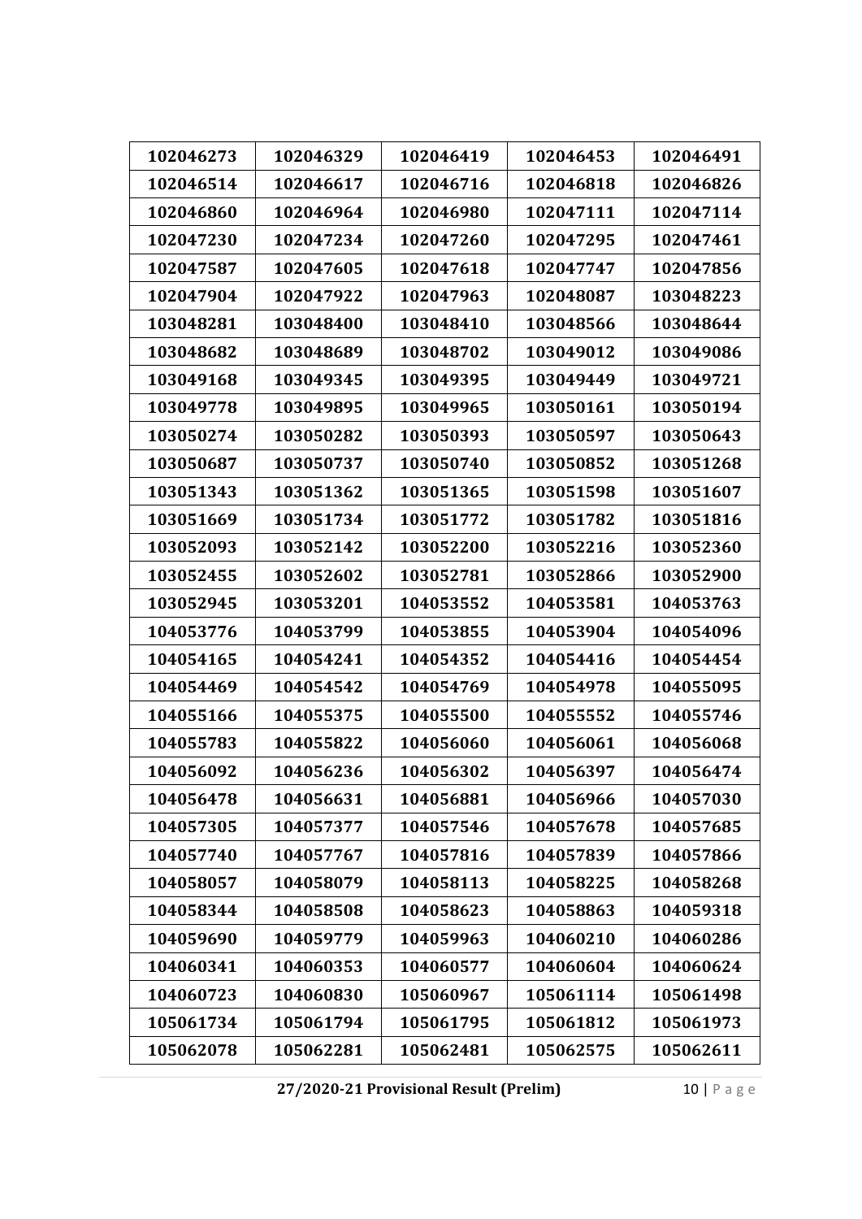| 102046273 | 102046329 | 102046419 | 102046453 | 102046491 |
|---|---|---|---|---|
| 102046514 | 102046617 | 102046716 | 102046818 | 102046826 |
| 102046860 | 102046964 | 102046980 | 102047111 | 102047114 |
| 102047230 | 102047234 | 102047260 | 102047295 | 102047461 |
| 102047587 | 102047605 | 102047618 | 102047747 | 102047856 |
| 102047904 | 102047922 | 102047963 | 102048087 | 103048223 |
| 103048281 | 103048400 | 103048410 | 103048566 | 103048644 |
| 103048682 | 103048689 | 103048702 | 103049012 | 103049086 |
| 103049168 | 103049345 | 103049395 | 103049449 | 103049721 |
| 103049778 | 103049895 | 103049965 | 103050161 | 103050194 |
| 103050274 | 103050282 | 103050393 | 103050597 | 103050643 |
| 103050687 | 103050737 | 103050740 | 103050852 | 103051268 |
| 103051343 | 103051362 | 103051365 | 103051598 | 103051607 |
| 103051669 | 103051734 | 103051772 | 103051782 | 103051816 |
| 103052093 | 103052142 | 103052200 | 103052216 | 103052360 |
| 103052455 | 103052602 | 103052781 | 103052866 | 103052900 |
| 103052945 | 103053201 | 104053552 | 104053581 | 104053763 |
| 104053776 | 104053799 | 104053855 | 104053904 | 104054096 |
| 104054165 | 104054241 | 104054352 | 104054416 | 104054454 |
| 104054469 | 104054542 | 104054769 | 104054978 | 104055095 |
| 104055166 | 104055375 | 104055500 | 104055552 | 104055746 |
| 104055783 | 104055822 | 104056060 | 104056061 | 104056068 |
| 104056092 | 104056236 | 104056302 | 104056397 | 104056474 |
| 104056478 | 104056631 | 104056881 | 104056966 | 104057030 |
| 104057305 | 104057377 | 104057546 | 104057678 | 104057685 |
| 104057740 | 104057767 | 104057816 | 104057839 | 104057866 |
| 104058057 | 104058079 | 104058113 | 104058225 | 104058268 |
| 104058344 | 104058508 | 104058623 | 104058863 | 104059318 |
| 104059690 | 104059779 | 104059963 | 104060210 | 104060286 |
| 104060341 | 104060353 | 104060577 | 104060604 | 104060624 |
| 104060723 | 104060830 | 105060967 | 105061114 | 105061498 |
| 105061734 | 105061794 | 105061795 | 105061812 | 105061973 |
| 105062078 | 105062281 | 105062481 | 105062575 | 105062611 |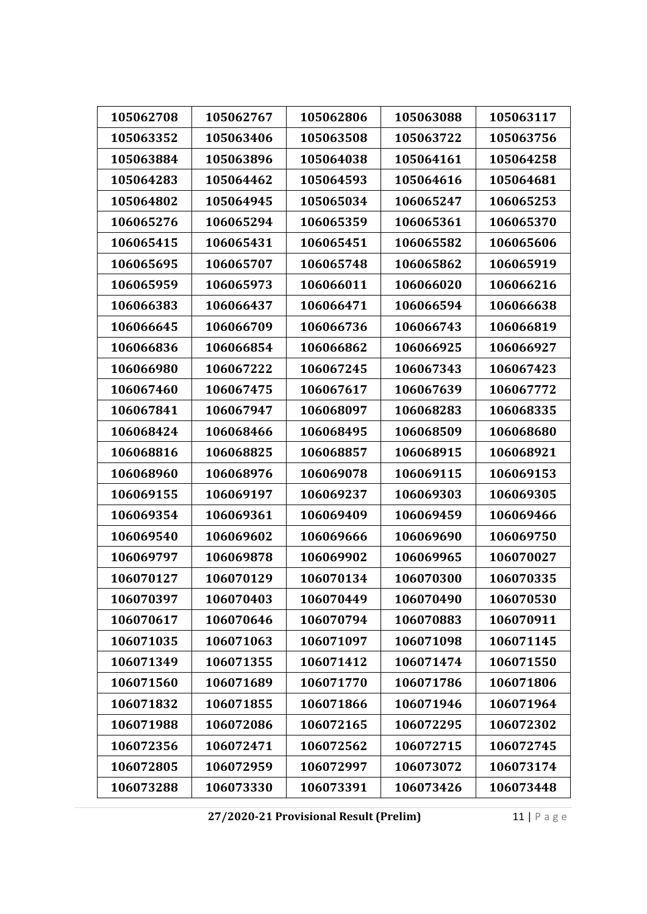| 105062708 | 105062767 | 105062806 | 105063088 | 105063117 |
|---|---|---|---|---|
| 105063352 | 105063406 | 105063508 | 105063722 | 105063756 |
| 105063884 | 105063896 | 105064038 | 105064161 | 105064258 |
| 105064283 | 105064462 | 105064593 | 105064616 | 105064681 |
| 105064802 | 105064945 | 105065034 | 106065247 | 106065253 |
| 106065276 | 106065294 | 106065359 | 106065361 | 106065370 |
| 106065415 | 106065431 | 106065451 | 106065582 | 106065606 |
| 106065695 | 106065707 | 106065748 | 106065862 | 106065919 |
| 106065959 | 106065973 | 106066011 | 106066020 | 106066216 |
| 106066383 | 106066437 | 106066471 | 106066594 | 106066638 |
| 106066645 | 106066709 | 106066736 | 106066743 | 106066819 |
| 106066836 | 106066854 | 106066862 | 106066925 | 106066927 |
| 106066980 | 106067222 | 106067245 | 106067343 | 106067423 |
| 106067460 | 106067475 | 106067617 | 106067639 | 106067772 |
| 106067841 | 106067947 | 106068097 | 106068283 | 106068335 |
| 106068424 | 106068466 | 106068495 | 106068509 | 106068680 |
| 106068816 | 106068825 | 106068857 | 106068915 | 106068921 |
| 106068960 | 106068976 | 106069078 | 106069115 | 106069153 |
| 106069155 | 106069197 | 106069237 | 106069303 | 106069305 |
| 106069354 | 106069361 | 106069409 | 106069459 | 106069466 |
| 106069540 | 106069602 | 106069666 | 106069690 | 106069750 |
| 106069797 | 106069878 | 106069902 | 106069965 | 106070027 |
| 106070127 | 106070129 | 106070134 | 106070300 | 106070335 |
| 106070397 | 106070403 | 106070449 | 106070490 | 106070530 |
| 106070617 | 106070646 | 106070794 | 106070883 | 106070911 |
| 106071035 | 106071063 | 106071097 | 106071098 | 106071145 |
| 106071349 | 106071355 | 106071412 | 106071474 | 106071550 |
| 106071560 | 106071689 | 106071770 | 106071786 | 106071806 |
| 106071832 | 106071855 | 106071866 | 106071946 | 106071964 |
| 106071988 | 106072086 | 106072165 | 106072295 | 106072302 |
| 106072356 | 106072471 | 106072562 | 106072715 | 106072745 |
| 106072805 | 106072959 | 106072997 | 106073072 | 106073174 |
| 106073288 | 106073330 | 106073391 | 106073426 | 106073448 |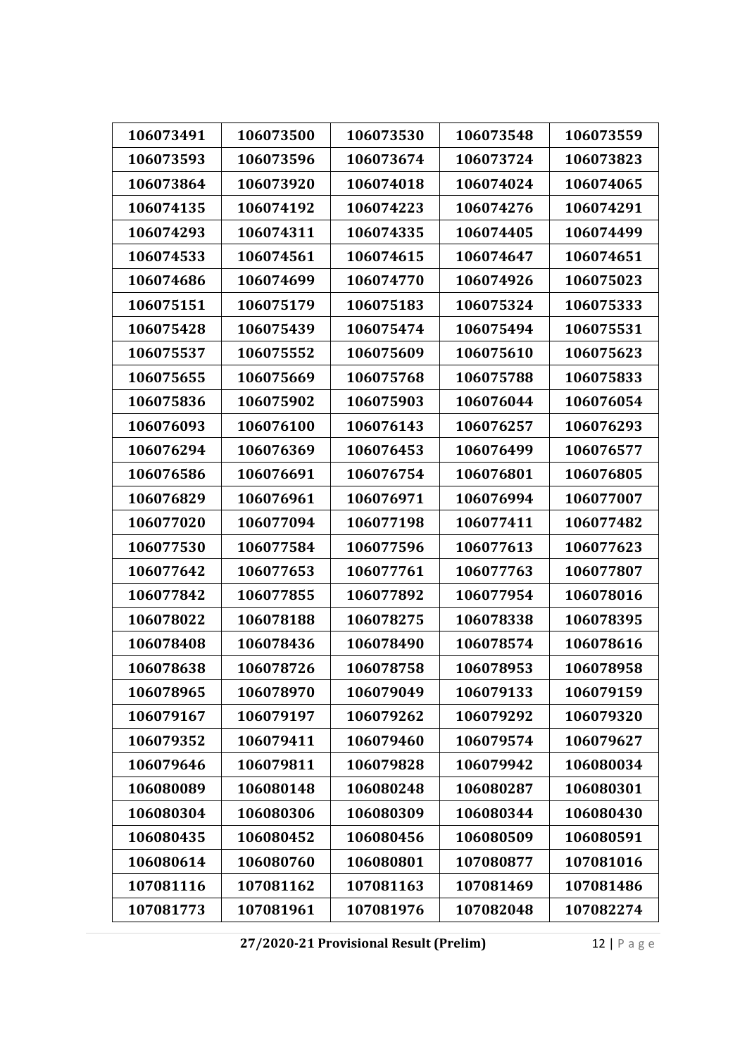| 106073491 | 106073500 | 106073530 | 106073548 | 106073559 |
|---|---|---|---|---|
| 106073593 | 106073596 | 106073674 | 106073724 | 106073823 |
| 106073864 | 106073920 | 106074018 | 106074024 | 106074065 |
| 106074135 | 106074192 | 106074223 | 106074276 | 106074291 |
| 106074293 | 106074311 | 106074335 | 106074405 | 106074499 |
| 106074533 | 106074561 | 106074615 | 106074647 | 106074651 |
| 106074686 | 106074699 | 106074770 | 106074926 | 106075023 |
| 106075151 | 106075179 | 106075183 | 106075324 | 106075333 |
| 106075428 | 106075439 | 106075474 | 106075494 | 106075531 |
| 106075537 | 106075552 | 106075609 | 106075610 | 106075623 |
| 106075655 | 106075669 | 106075768 | 106075788 | 106075833 |
| 106075836 | 106075902 | 106075903 | 106076044 | 106076054 |
| 106076093 | 106076100 | 106076143 | 106076257 | 106076293 |
| 106076294 | 106076369 | 106076453 | 106076499 | 106076577 |
| 106076586 | 106076691 | 106076754 | 106076801 | 106076805 |
| 106076829 | 106076961 | 106076971 | 106076994 | 106077007 |
| 106077020 | 106077094 | 106077198 | 106077411 | 106077482 |
| 106077530 | 106077584 | 106077596 | 106077613 | 106077623 |
| 106077642 | 106077653 | 106077761 | 106077763 | 106077807 |
| 106077842 | 106077855 | 106077892 | 106077954 | 106078016 |
| 106078022 | 106078188 | 106078275 | 106078338 | 106078395 |
| 106078408 | 106078436 | 106078490 | 106078574 | 106078616 |
| 106078638 | 106078726 | 106078758 | 106078953 | 106078958 |
| 106078965 | 106078970 | 106079049 | 106079133 | 106079159 |
| 106079167 | 106079197 | 106079262 | 106079292 | 106079320 |
| 106079352 | 106079411 | 106079460 | 106079574 | 106079627 |
| 106079646 | 106079811 | 106079828 | 106079942 | 106080034 |
| 106080089 | 106080148 | 106080248 | 106080287 | 106080301 |
| 106080304 | 106080306 | 106080309 | 106080344 | 106080430 |
| 106080435 | 106080452 | 106080456 | 106080509 | 106080591 |
| 106080614 | 106080760 | 106080801 | 107080877 | 107081016 |
| 107081116 | 107081162 | 107081163 | 107081469 | 107081486 |
| 107081773 | 107081961 | 107081976 | 107082048 | 107082274 |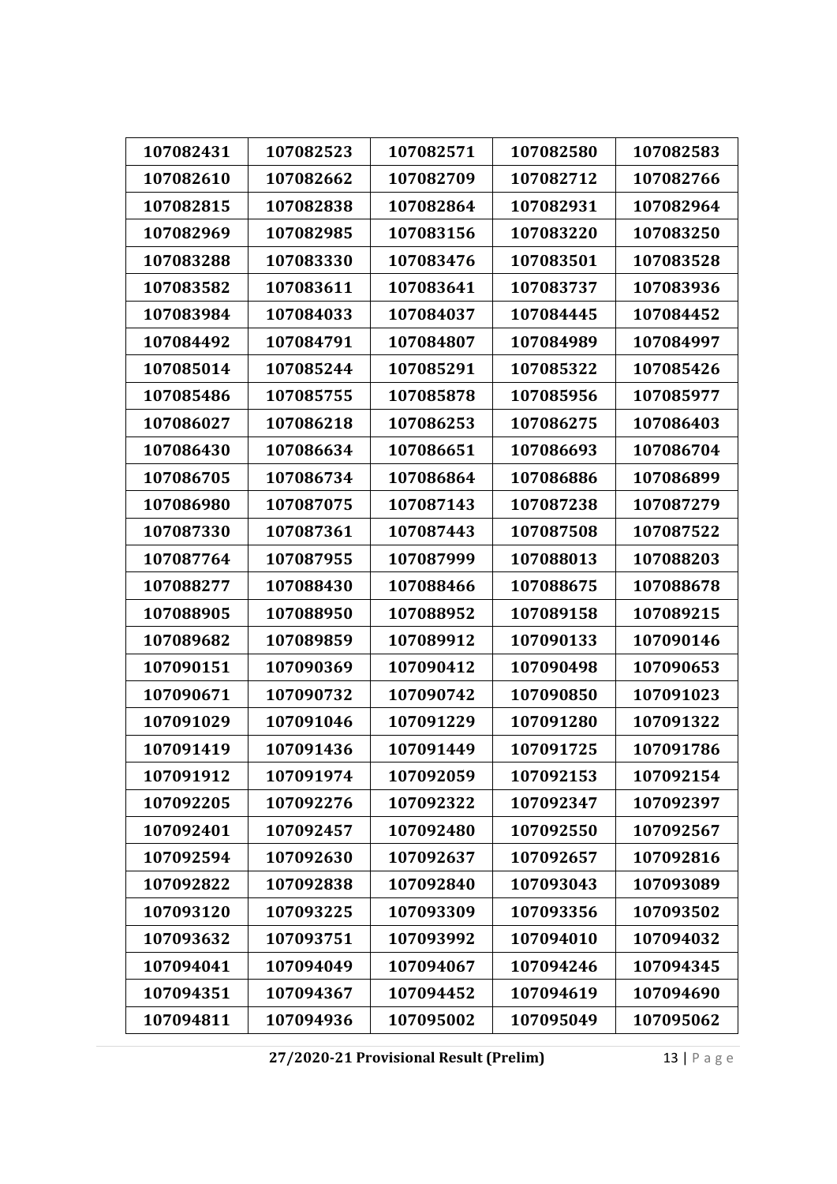| 107082431 | 107082523 | 107082571 | 107082580 | 107082583 |
|---|---|---|---|---|
| 107082610 | 107082662 | 107082709 | 107082712 | 107082766 |
| 107082815 | 107082838 | 107082864 | 107082931 | 107082964 |
| 107082969 | 107082985 | 107083156 | 107083220 | 107083250 |
| 107083288 | 107083330 | 107083476 | 107083501 | 107083528 |
| 107083582 | 107083611 | 107083641 | 107083737 | 107083936 |
| 107083984 | 107084033 | 107084037 | 107084445 | 107084452 |
| 107084492 | 107084791 | 107084807 | 107084989 | 107084997 |
| 107085014 | 107085244 | 107085291 | 107085322 | 107085426 |
| 107085486 | 107085755 | 107085878 | 107085956 | 107085977 |
| 107086027 | 107086218 | 107086253 | 107086275 | 107086403 |
| 107086430 | 107086634 | 107086651 | 107086693 | 107086704 |
| 107086705 | 107086734 | 107086864 | 107086886 | 107086899 |
| 107086980 | 107087075 | 107087143 | 107087238 | 107087279 |
| 107087330 | 107087361 | 107087443 | 107087508 | 107087522 |
| 107087764 | 107087955 | 107087999 | 107088013 | 107088203 |
| 107088277 | 107088430 | 107088466 | 107088675 | 107088678 |
| 107088905 | 107088950 | 107088952 | 107089158 | 107089215 |
| 107089682 | 107089859 | 107089912 | 107090133 | 107090146 |
| 107090151 | 107090369 | 107090412 | 107090498 | 107090653 |
| 107090671 | 107090732 | 107090742 | 107090850 | 107091023 |
| 107091029 | 107091046 | 107091229 | 107091280 | 107091322 |
| 107091419 | 107091436 | 107091449 | 107091725 | 107091786 |
| 107091912 | 107091974 | 107092059 | 107092153 | 107092154 |
| 107092205 | 107092276 | 107092322 | 107092347 | 107092397 |
| 107092401 | 107092457 | 107092480 | 107092550 | 107092567 |
| 107092594 | 107092630 | 107092637 | 107092657 | 107092816 |
| 107092822 | 107092838 | 107092840 | 107093043 | 107093089 |
| 107093120 | 107093225 | 107093309 | 107093356 | 107093502 |
| 107093632 | 107093751 | 107093992 | 107094010 | 107094032 |
| 107094041 | 107094049 | 107094067 | 107094246 | 107094345 |
| 107094351 | 107094367 | 107094452 | 107094619 | 107094690 |
| 107094811 | 107094936 | 107095002 | 107095049 | 107095062 |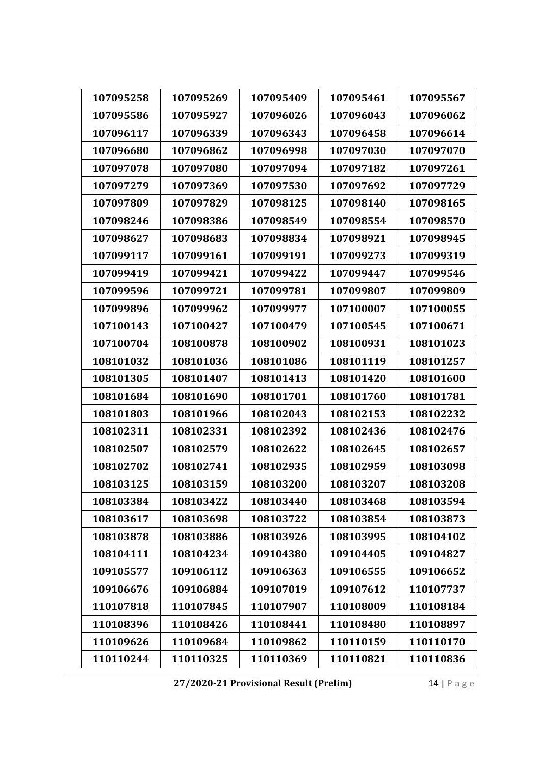| 107095258 | 107095269 | 107095409 | 107095461 | 107095567 |
|---|---|---|---|---|
| 107095586 | 107095927 | 107096026 | 107096043 | 107096062 |
| 107096117 | 107096339 | 107096343 | 107096458 | 107096614 |
| 107096680 | 107096862 | 107096998 | 107097030 | 107097070 |
| 107097078 | 107097080 | 107097094 | 107097182 | 107097261 |
| 107097279 | 107097369 | 107097530 | 107097692 | 107097729 |
| 107097809 | 107097829 | 107098125 | 107098140 | 107098165 |
| 107098246 | 107098386 | 107098549 | 107098554 | 107098570 |
| 107098627 | 107098683 | 107098834 | 107098921 | 107098945 |
| 107099117 | 107099161 | 107099191 | 107099273 | 107099319 |
| 107099419 | 107099421 | 107099422 | 107099447 | 107099546 |
| 107099596 | 107099721 | 107099781 | 107099807 | 107099809 |
| 107099896 | 107099962 | 107099977 | 107100007 | 107100055 |
| 107100143 | 107100427 | 107100479 | 107100545 | 107100671 |
| 107100704 | 108100878 | 108100902 | 108100931 | 108101023 |
| 108101032 | 108101036 | 108101086 | 108101119 | 108101257 |
| 108101305 | 108101407 | 108101413 | 108101420 | 108101600 |
| 108101684 | 108101690 | 108101701 | 108101760 | 108101781 |
| 108101803 | 108101966 | 108102043 | 108102153 | 108102232 |
| 108102311 | 108102331 | 108102392 | 108102436 | 108102476 |
| 108102507 | 108102579 | 108102622 | 108102645 | 108102657 |
| 108102702 | 108102741 | 108102935 | 108102959 | 108103098 |
| 108103125 | 108103159 | 108103200 | 108103207 | 108103208 |
| 108103384 | 108103422 | 108103440 | 108103468 | 108103594 |
| 108103617 | 108103698 | 108103722 | 108103854 | 108103873 |
| 108103878 | 108103886 | 108103926 | 108103995 | 108104102 |
| 108104111 | 108104234 | 109104380 | 109104405 | 109104827 |
| 109105577 | 109106112 | 109106363 | 109106555 | 109106652 |
| 109106676 | 109106884 | 109107019 | 109107612 | 110107737 |
| 110107818 | 110107845 | 110107907 | 110108009 | 110108184 |
| 110108396 | 110108426 | 110108441 | 110108480 | 110108897 |
| 110109626 | 110109684 | 110109862 | 110110159 | 110110170 |
| 110110244 | 110110325 | 110110369 | 110110821 | 110110836 |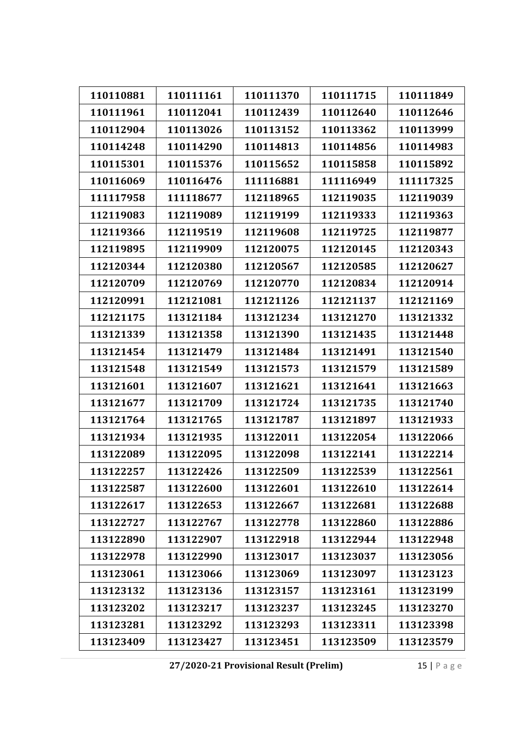| 110110881 | 110111161 | 110111370 | 110111715 | 110111849 |
|---|---|---|---|---|
| 110111961 | 110112041 | 110112439 | 110112640 | 110112646 |
| 110112904 | 110113026 | 110113152 | 110113362 | 110113999 |
| 110114248 | 110114290 | 110114813 | 110114856 | 110114983 |
| 110115301 | 110115376 | 110115652 | 110115858 | 110115892 |
| 110116069 | 110116476 | 111116881 | 111116949 | 111117325 |
| 111117958 | 111118677 | 112118965 | 112119035 | 112119039 |
| 112119083 | 112119089 | 112119199 | 112119333 | 112119363 |
| 112119366 | 112119519 | 112119608 | 112119725 | 112119877 |
| 112119895 | 112119909 | 112120075 | 112120145 | 112120343 |
| 112120344 | 112120380 | 112120567 | 112120585 | 112120627 |
| 112120709 | 112120769 | 112120770 | 112120834 | 112120914 |
| 112120991 | 112121081 | 112121126 | 112121137 | 112121169 |
| 112121175 | 113121184 | 113121234 | 113121270 | 113121332 |
| 113121339 | 113121358 | 113121390 | 113121435 | 113121448 |
| 113121454 | 113121479 | 113121484 | 113121491 | 113121540 |
| 113121548 | 113121549 | 113121573 | 113121579 | 113121589 |
| 113121601 | 113121607 | 113121621 | 113121641 | 113121663 |
| 113121677 | 113121709 | 113121724 | 113121735 | 113121740 |
| 113121764 | 113121765 | 113121787 | 113121897 | 113121933 |
| 113121934 | 113121935 | 113122011 | 113122054 | 113122066 |
| 113122089 | 113122095 | 113122098 | 113122141 | 113122214 |
| 113122257 | 113122426 | 113122509 | 113122539 | 113122561 |
| 113122587 | 113122600 | 113122601 | 113122610 | 113122614 |
| 113122617 | 113122653 | 113122667 | 113122681 | 113122688 |
| 113122727 | 113122767 | 113122778 | 113122860 | 113122886 |
| 113122890 | 113122907 | 113122918 | 113122944 | 113122948 |
| 113122978 | 113122990 | 113123017 | 113123037 | 113123056 |
| 113123061 | 113123066 | 113123069 | 113123097 | 113123123 |
| 113123132 | 113123136 | 113123157 | 113123161 | 113123199 |
| 113123202 | 113123217 | 113123237 | 113123245 | 113123270 |
| 113123281 | 113123292 | 113123293 | 113123311 | 113123398 |
| 113123409 | 113123427 | 113123451 | 113123509 | 113123579 |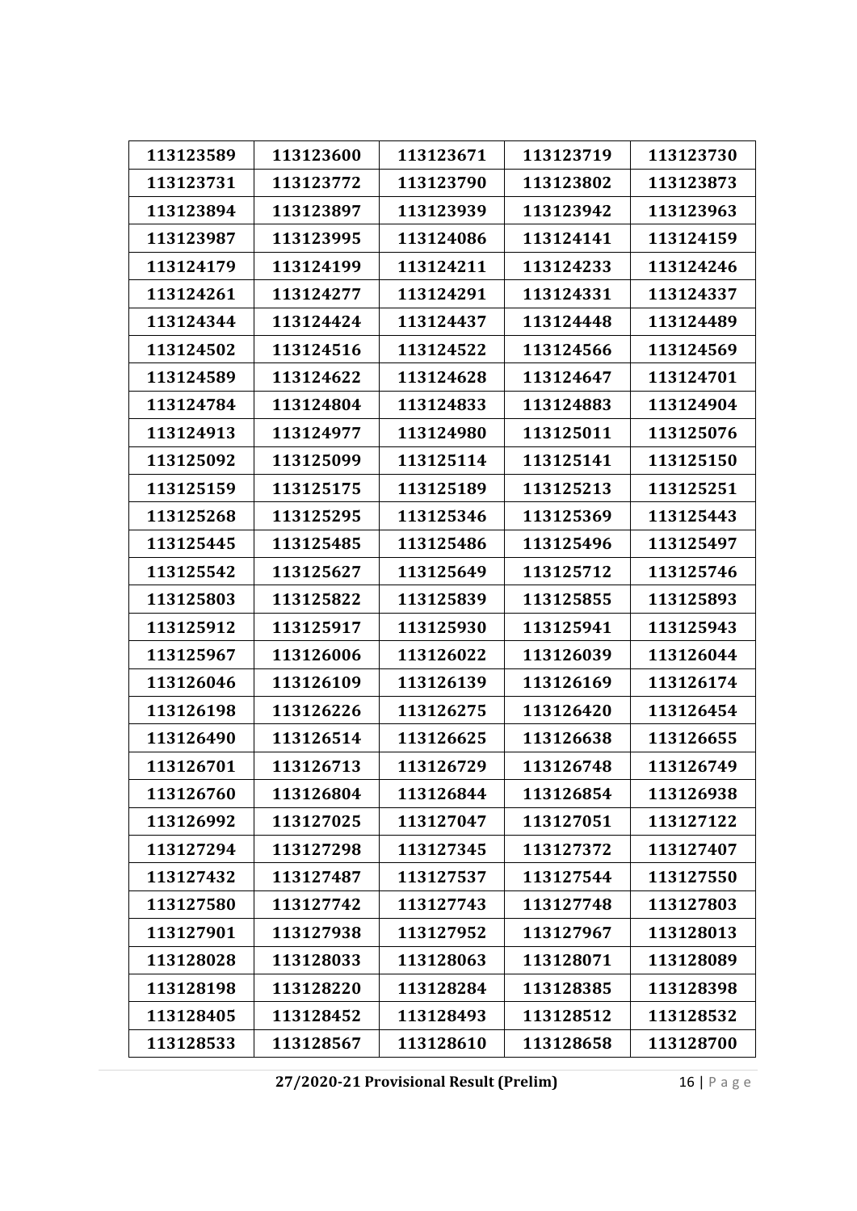| 113123589 | 113123600 | 113123671 | 113123719 | 113123730 |
|---|---|---|---|---|
| 113123731 | 113123772 | 113123790 | 113123802 | 113123873 |
| 113123894 | 113123897 | 113123939 | 113123942 | 113123963 |
| 113123987 | 113123995 | 113124086 | 113124141 | 113124159 |
| 113124179 | 113124199 | 113124211 | 113124233 | 113124246 |
| 113124261 | 113124277 | 113124291 | 113124331 | 113124337 |
| 113124344 | 113124424 | 113124437 | 113124448 | 113124489 |
| 113124502 | 113124516 | 113124522 | 113124566 | 113124569 |
| 113124589 | 113124622 | 113124628 | 113124647 | 113124701 |
| 113124784 | 113124804 | 113124833 | 113124883 | 113124904 |
| 113124913 | 113124977 | 113124980 | 113125011 | 113125076 |
| 113125092 | 113125099 | 113125114 | 113125141 | 113125150 |
| 113125159 | 113125175 | 113125189 | 113125213 | 113125251 |
| 113125268 | 113125295 | 113125346 | 113125369 | 113125443 |
| 113125445 | 113125485 | 113125486 | 113125496 | 113125497 |
| 113125542 | 113125627 | 113125649 | 113125712 | 113125746 |
| 113125803 | 113125822 | 113125839 | 113125855 | 113125893 |
| 113125912 | 113125917 | 113125930 | 113125941 | 113125943 |
| 113125967 | 113126006 | 113126022 | 113126039 | 113126044 |
| 113126046 | 113126109 | 113126139 | 113126169 | 113126174 |
| 113126198 | 113126226 | 113126275 | 113126420 | 113126454 |
| 113126490 | 113126514 | 113126625 | 113126638 | 113126655 |
| 113126701 | 113126713 | 113126729 | 113126748 | 113126749 |
| 113126760 | 113126804 | 113126844 | 113126854 | 113126938 |
| 113126992 | 113127025 | 113127047 | 113127051 | 113127122 |
| 113127294 | 113127298 | 113127345 | 113127372 | 113127407 |
| 113127432 | 113127487 | 113127537 | 113127544 | 113127550 |
| 113127580 | 113127742 | 113127743 | 113127748 | 113127803 |
| 113127901 | 113127938 | 113127952 | 113127967 | 113128013 |
| 113128028 | 113128033 | 113128063 | 113128071 | 113128089 |
| 113128198 | 113128220 | 113128284 | 113128385 | 113128398 |
| 113128405 | 113128452 | 113128493 | 113128512 | 113128532 |
| 113128533 | 113128567 | 113128610 | 113128658 | 113128700 |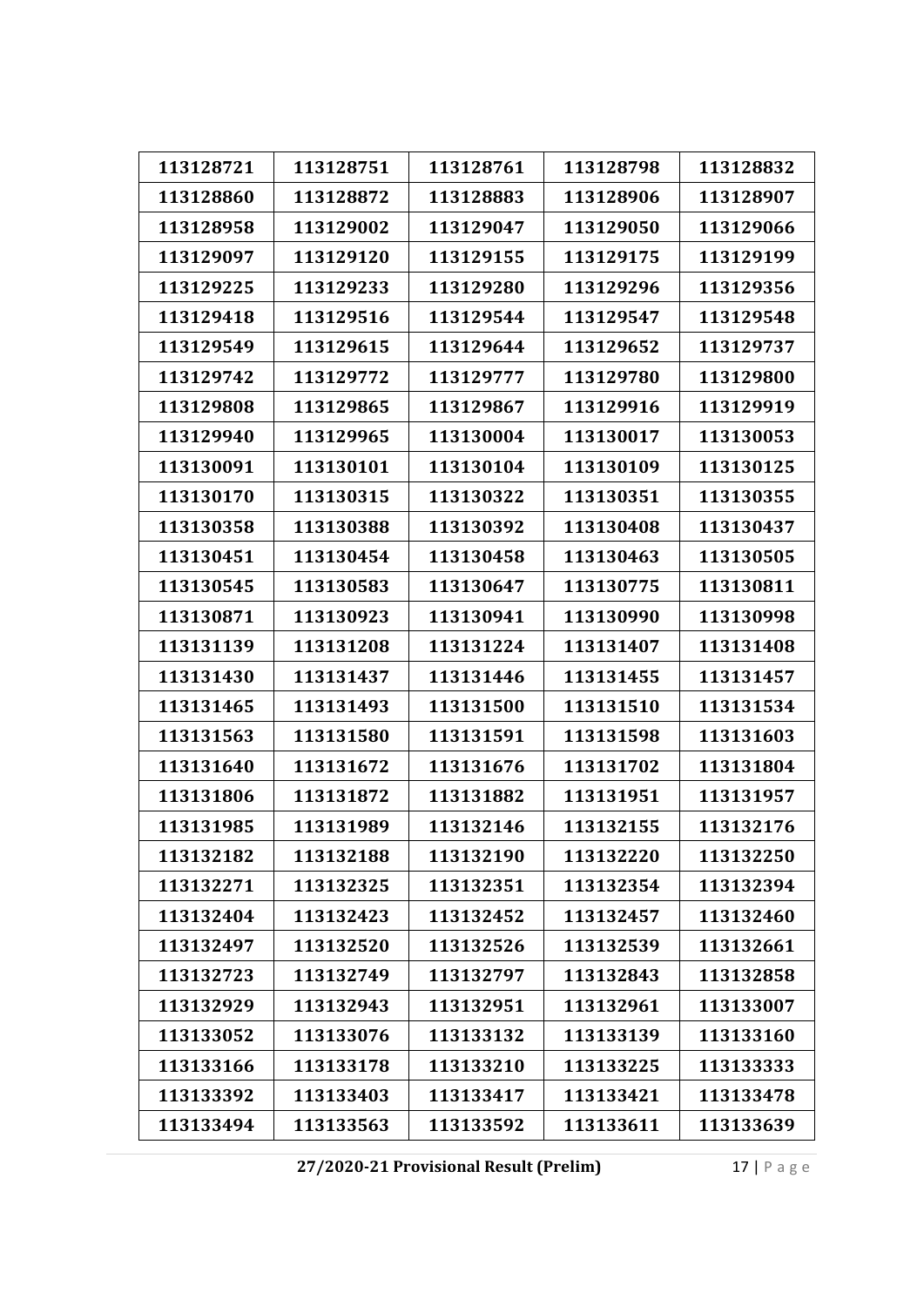| 113128721 | 113128751 | 113128761 | 113128798 | 113128832 |
|---|---|---|---|---|
| 113128860 | 113128872 | 113128883 | 113128906 | 113128907 |
| 113128958 | 113129002 | 113129047 | 113129050 | 113129066 |
| 113129097 | 113129120 | 113129155 | 113129175 | 113129199 |
| 113129225 | 113129233 | 113129280 | 113129296 | 113129356 |
| 113129418 | 113129516 | 113129544 | 113129547 | 113129548 |
| 113129549 | 113129615 | 113129644 | 113129652 | 113129737 |
| 113129742 | 113129772 | 113129777 | 113129780 | 113129800 |
| 113129808 | 113129865 | 113129867 | 113129916 | 113129919 |
| 113129940 | 113129965 | 113130004 | 113130017 | 113130053 |
| 113130091 | 113130101 | 113130104 | 113130109 | 113130125 |
| 113130170 | 113130315 | 113130322 | 113130351 | 113130355 |
| 113130358 | 113130388 | 113130392 | 113130408 | 113130437 |
| 113130451 | 113130454 | 113130458 | 113130463 | 113130505 |
| 113130545 | 113130583 | 113130647 | 113130775 | 113130811 |
| 113130871 | 113130923 | 113130941 | 113130990 | 113130998 |
| 113131139 | 113131208 | 113131224 | 113131407 | 113131408 |
| 113131430 | 113131437 | 113131446 | 113131455 | 113131457 |
| 113131465 | 113131493 | 113131500 | 113131510 | 113131534 |
| 113131563 | 113131580 | 113131591 | 113131598 | 113131603 |
| 113131640 | 113131672 | 113131676 | 113131702 | 113131804 |
| 113131806 | 113131872 | 113131882 | 113131951 | 113131957 |
| 113131985 | 113131989 | 113132146 | 113132155 | 113132176 |
| 113132182 | 113132188 | 113132190 | 113132220 | 113132250 |
| 113132271 | 113132325 | 113132351 | 113132354 | 113132394 |
| 113132404 | 113132423 | 113132452 | 113132457 | 113132460 |
| 113132497 | 113132520 | 113132526 | 113132539 | 113132661 |
| 113132723 | 113132749 | 113132797 | 113132843 | 113132858 |
| 113132929 | 113132943 | 113132951 | 113132961 | 113133007 |
| 113133052 | 113133076 | 113133132 | 113133139 | 113133160 |
| 113133166 | 113133178 | 113133210 | 113133225 | 113133333 |
| 113133392 | 113133403 | 113133417 | 113133421 | 113133478 |
| 113133494 | 113133563 | 113133592 | 113133611 | 113133639 |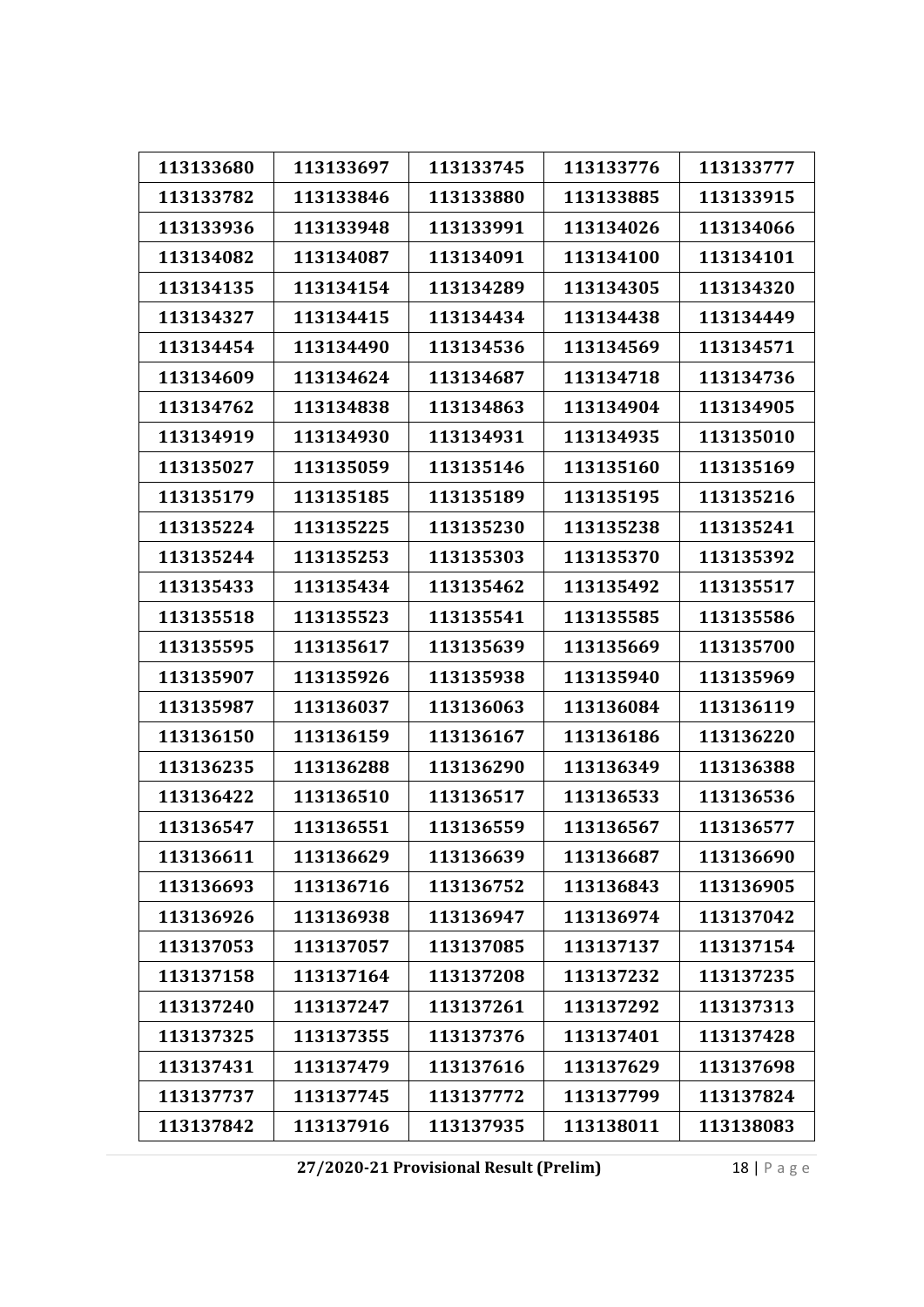| 113133680 | 113133697 | 113133745 | 113133776 | 113133777 |
|---|---|---|---|---|
| 113133782 | 113133846 | 113133880 | 113133885 | 113133915 |
| 113133936 | 113133948 | 113133991 | 113134026 | 113134066 |
| 113134082 | 113134087 | 113134091 | 113134100 | 113134101 |
| 113134135 | 113134154 | 113134289 | 113134305 | 113134320 |
| 113134327 | 113134415 | 113134434 | 113134438 | 113134449 |
| 113134454 | 113134490 | 113134536 | 113134569 | 113134571 |
| 113134609 | 113134624 | 113134687 | 113134718 | 113134736 |
| 113134762 | 113134838 | 113134863 | 113134904 | 113134905 |
| 113134919 | 113134930 | 113134931 | 113134935 | 113135010 |
| 113135027 | 113135059 | 113135146 | 113135160 | 113135169 |
| 113135179 | 113135185 | 113135189 | 113135195 | 113135216 |
| 113135224 | 113135225 | 113135230 | 113135238 | 113135241 |
| 113135244 | 113135253 | 113135303 | 113135370 | 113135392 |
| 113135433 | 113135434 | 113135462 | 113135492 | 113135517 |
| 113135518 | 113135523 | 113135541 | 113135585 | 113135586 |
| 113135595 | 113135617 | 113135639 | 113135669 | 113135700 |
| 113135907 | 113135926 | 113135938 | 113135940 | 113135969 |
| 113135987 | 113136037 | 113136063 | 113136084 | 113136119 |
| 113136150 | 113136159 | 113136167 | 113136186 | 113136220 |
| 113136235 | 113136288 | 113136290 | 113136349 | 113136388 |
| 113136422 | 113136510 | 113136517 | 113136533 | 113136536 |
| 113136547 | 113136551 | 113136559 | 113136567 | 113136577 |
| 113136611 | 113136629 | 113136639 | 113136687 | 113136690 |
| 113136693 | 113136716 | 113136752 | 113136843 | 113136905 |
| 113136926 | 113136938 | 113136947 | 113136974 | 113137042 |
| 113137053 | 113137057 | 113137085 | 113137137 | 113137154 |
| 113137158 | 113137164 | 113137208 | 113137232 | 113137235 |
| 113137240 | 113137247 | 113137261 | 113137292 | 113137313 |
| 113137325 | 113137355 | 113137376 | 113137401 | 113137428 |
| 113137431 | 113137479 | 113137616 | 113137629 | 113137698 |
| 113137737 | 113137745 | 113137772 | 113137799 | 113137824 |
| 113137842 | 113137916 | 113137935 | 113138011 | 113138083 |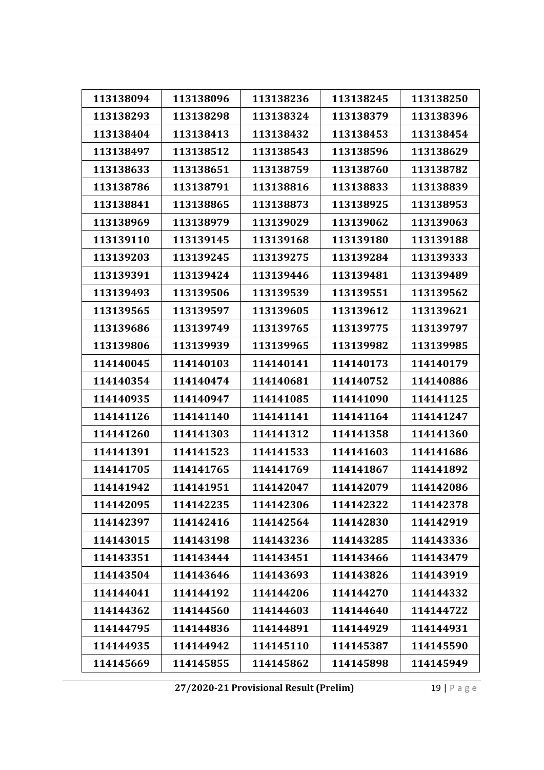| 113138094 | 113138096 | 113138236 | 113138245 | 113138250 |
|---|---|---|---|---|
| 113138293 | 113138298 | 113138324 | 113138379 | 113138396 |
| 113138404 | 113138413 | 113138432 | 113138453 | 113138454 |
| 113138497 | 113138512 | 113138543 | 113138596 | 113138629 |
| 113138633 | 113138651 | 113138759 | 113138760 | 113138782 |
| 113138786 | 113138791 | 113138816 | 113138833 | 113138839 |
| 113138841 | 113138865 | 113138873 | 113138925 | 113138953 |
| 113138969 | 113138979 | 113139029 | 113139062 | 113139063 |
| 113139110 | 113139145 | 113139168 | 113139180 | 113139188 |
| 113139203 | 113139245 | 113139275 | 113139284 | 113139333 |
| 113139391 | 113139424 | 113139446 | 113139481 | 113139489 |
| 113139493 | 113139506 | 113139539 | 113139551 | 113139562 |
| 113139565 | 113139597 | 113139605 | 113139612 | 113139621 |
| 113139686 | 113139749 | 113139765 | 113139775 | 113139797 |
| 113139806 | 113139939 | 113139965 | 113139982 | 113139985 |
| 114140045 | 114140103 | 114140141 | 114140173 | 114140179 |
| 114140354 | 114140474 | 114140681 | 114140752 | 114140886 |
| 114140935 | 114140947 | 114141085 | 114141090 | 114141125 |
| 114141126 | 114141140 | 114141141 | 114141164 | 114141247 |
| 114141260 | 114141303 | 114141312 | 114141358 | 114141360 |
| 114141391 | 114141523 | 114141533 | 114141603 | 114141686 |
| 114141705 | 114141765 | 114141769 | 114141867 | 114141892 |
| 114141942 | 114141951 | 114142047 | 114142079 | 114142086 |
| 114142095 | 114142235 | 114142306 | 114142322 | 114142378 |
| 114142397 | 114142416 | 114142564 | 114142830 | 114142919 |
| 114143015 | 114143198 | 114143236 | 114143285 | 114143336 |
| 114143351 | 114143444 | 114143451 | 114143466 | 114143479 |
| 114143504 | 114143646 | 114143693 | 114143826 | 114143919 |
| 114144041 | 114144192 | 114144206 | 114144270 | 114144332 |
| 114144362 | 114144560 | 114144603 | 114144640 | 114144722 |
| 114144795 | 114144836 | 114144891 | 114144929 | 114144931 |
| 114144935 | 114144942 | 114145110 | 114145387 | 114145590 |
| 114145669 | 114145855 | 114145862 | 114145898 | 114145949 |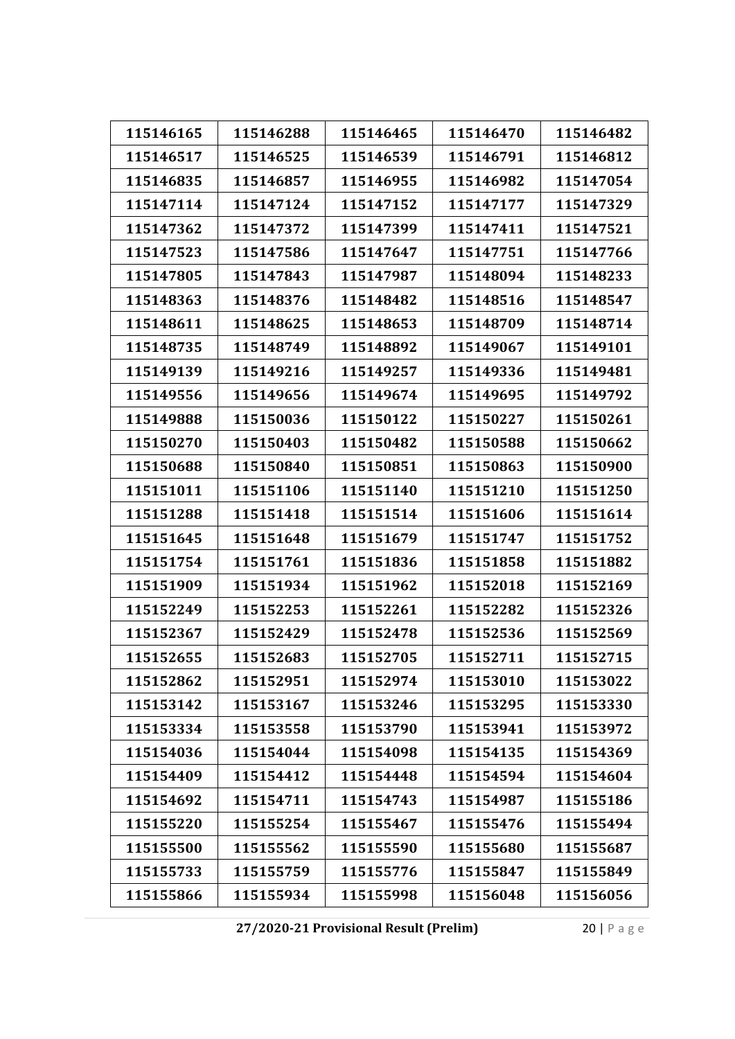| 115146165 | 115146288 | 115146465 | 115146470 | 115146482 |
|---|---|---|---|---|
| 115146517 | 115146525 | 115146539 | 115146791 | 115146812 |
| 115146835 | 115146857 | 115146955 | 115146982 | 115147054 |
| 115147114 | 115147124 | 115147152 | 115147177 | 115147329 |
| 115147362 | 115147372 | 115147399 | 115147411 | 115147521 |
| 115147523 | 115147586 | 115147647 | 115147751 | 115147766 |
| 115147805 | 115147843 | 115147987 | 115148094 | 115148233 |
| 115148363 | 115148376 | 115148482 | 115148516 | 115148547 |
| 115148611 | 115148625 | 115148653 | 115148709 | 115148714 |
| 115148735 | 115148749 | 115148892 | 115149067 | 115149101 |
| 115149139 | 115149216 | 115149257 | 115149336 | 115149481 |
| 115149556 | 115149656 | 115149674 | 115149695 | 115149792 |
| 115149888 | 115150036 | 115150122 | 115150227 | 115150261 |
| 115150270 | 115150403 | 115150482 | 115150588 | 115150662 |
| 115150688 | 115150840 | 115150851 | 115150863 | 115150900 |
| 115151011 | 115151106 | 115151140 | 115151210 | 115151250 |
| 115151288 | 115151418 | 115151514 | 115151606 | 115151614 |
| 115151645 | 115151648 | 115151679 | 115151747 | 115151752 |
| 115151754 | 115151761 | 115151836 | 115151858 | 115151882 |
| 115151909 | 115151934 | 115151962 | 115152018 | 115152169 |
| 115152249 | 115152253 | 115152261 | 115152282 | 115152326 |
| 115152367 | 115152429 | 115152478 | 115152536 | 115152569 |
| 115152655 | 115152683 | 115152705 | 115152711 | 115152715 |
| 115152862 | 115152951 | 115152974 | 115153010 | 115153022 |
| 115153142 | 115153167 | 115153246 | 115153295 | 115153330 |
| 115153334 | 115153558 | 115153790 | 115153941 | 115153972 |
| 115154036 | 115154044 | 115154098 | 115154135 | 115154369 |
| 115154409 | 115154412 | 115154448 | 115154594 | 115154604 |
| 115154692 | 115154711 | 115154743 | 115154987 | 115155186 |
| 115155220 | 115155254 | 115155467 | 115155476 | 115155494 |
| 115155500 | 115155562 | 115155590 | 115155680 | 115155687 |
| 115155733 | 115155759 | 115155776 | 115155847 | 115155849 |
| 115155866 | 115155934 | 115155998 | 115156048 | 115156056 |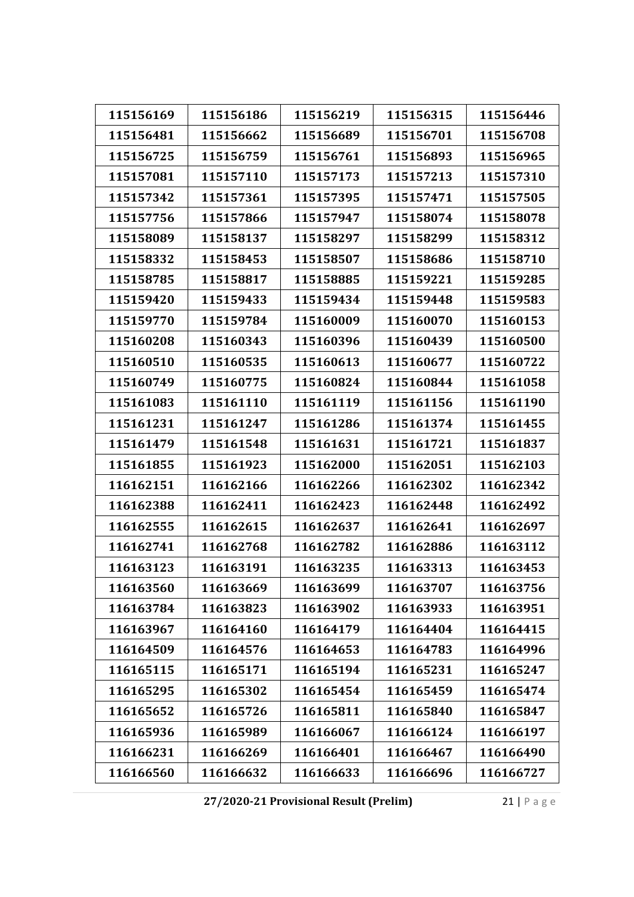| 115156169 | 115156186 | 115156219 | 115156315 | 115156446 |
|---|---|---|---|---|
| 115156481 | 115156662 | 115156689 | 115156701 | 115156708 |
| 115156725 | 115156759 | 115156761 | 115156893 | 115156965 |
| 115157081 | 115157110 | 115157173 | 115157213 | 115157310 |
| 115157342 | 115157361 | 115157395 | 115157471 | 115157505 |
| 115157756 | 115157866 | 115157947 | 115158074 | 115158078 |
| 115158089 | 115158137 | 115158297 | 115158299 | 115158312 |
| 115158332 | 115158453 | 115158507 | 115158686 | 115158710 |
| 115158785 | 115158817 | 115158885 | 115159221 | 115159285 |
| 115159420 | 115159433 | 115159434 | 115159448 | 115159583 |
| 115159770 | 115159784 | 115160009 | 115160070 | 115160153 |
| 115160208 | 115160343 | 115160396 | 115160439 | 115160500 |
| 115160510 | 115160535 | 115160613 | 115160677 | 115160722 |
| 115160749 | 115160775 | 115160824 | 115160844 | 115161058 |
| 115161083 | 115161110 | 115161119 | 115161156 | 115161190 |
| 115161231 | 115161247 | 115161286 | 115161374 | 115161455 |
| 115161479 | 115161548 | 115161631 | 115161721 | 115161837 |
| 115161855 | 115161923 | 115162000 | 115162051 | 115162103 |
| 116162151 | 116162166 | 116162266 | 116162302 | 116162342 |
| 116162388 | 116162411 | 116162423 | 116162448 | 116162492 |
| 116162555 | 116162615 | 116162637 | 116162641 | 116162697 |
| 116162741 | 116162768 | 116162782 | 116162886 | 116163112 |
| 116163123 | 116163191 | 116163235 | 116163313 | 116163453 |
| 116163560 | 116163669 | 116163699 | 116163707 | 116163756 |
| 116163784 | 116163823 | 116163902 | 116163933 | 116163951 |
| 116163967 | 116164160 | 116164179 | 116164404 | 116164415 |
| 116164509 | 116164576 | 116164653 | 116164783 | 116164996 |
| 116165115 | 116165171 | 116165194 | 116165231 | 116165247 |
| 116165295 | 116165302 | 116165454 | 116165459 | 116165474 |
| 116165652 | 116165726 | 116165811 | 116165840 | 116165847 |
| 116165936 | 116165989 | 116166067 | 116166124 | 116166197 |
| 116166231 | 116166269 | 116166401 | 116166467 | 116166490 |
| 116166560 | 116166632 | 116166633 | 116166696 | 116166727 |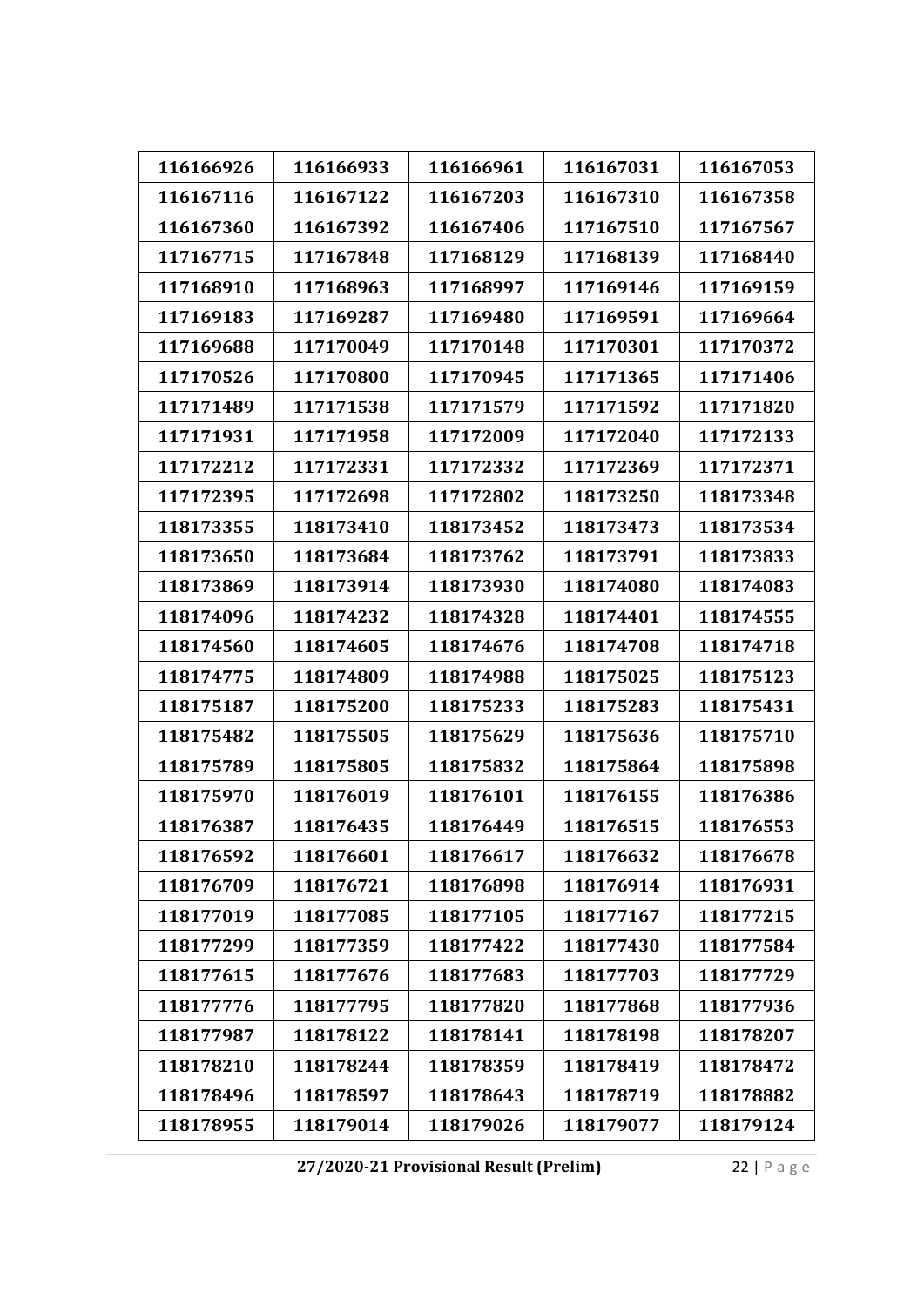| 116166926 | 116166933 | 116166961 | 116167031 | 116167053 |
|---|---|---|---|---|
| 116167116 | 116167122 | 116167203 | 116167310 | 116167358 |
| 116167360 | 116167392 | 116167406 | 117167510 | 117167567 |
| 117167715 | 117167848 | 117168129 | 117168139 | 117168440 |
| 117168910 | 117168963 | 117168997 | 117169146 | 117169159 |
| 117169183 | 117169287 | 117169480 | 117169591 | 117169664 |
| 117169688 | 117170049 | 117170148 | 117170301 | 117170372 |
| 117170526 | 117170800 | 117170945 | 117171365 | 117171406 |
| 117171489 | 117171538 | 117171579 | 117171592 | 117171820 |
| 117171931 | 117171958 | 117172009 | 117172040 | 117172133 |
| 117172212 | 117172331 | 117172332 | 117172369 | 117172371 |
| 117172395 | 117172698 | 117172802 | 118173250 | 118173348 |
| 118173355 | 118173410 | 118173452 | 118173473 | 118173534 |
| 118173650 | 118173684 | 118173762 | 118173791 | 118173833 |
| 118173869 | 118173914 | 118173930 | 118174080 | 118174083 |
| 118174096 | 118174232 | 118174328 | 118174401 | 118174555 |
| 118174560 | 118174605 | 118174676 | 118174708 | 118174718 |
| 118174775 | 118174809 | 118174988 | 118175025 | 118175123 |
| 118175187 | 118175200 | 118175233 | 118175283 | 118175431 |
| 118175482 | 118175505 | 118175629 | 118175636 | 118175710 |
| 118175789 | 118175805 | 118175832 | 118175864 | 118175898 |
| 118175970 | 118176019 | 118176101 | 118176155 | 118176386 |
| 118176387 | 118176435 | 118176449 | 118176515 | 118176553 |
| 118176592 | 118176601 | 118176617 | 118176632 | 118176678 |
| 118176709 | 118176721 | 118176898 | 118176914 | 118176931 |
| 118177019 | 118177085 | 118177105 | 118177167 | 118177215 |
| 118177299 | 118177359 | 118177422 | 118177430 | 118177584 |
| 118177615 | 118177676 | 118177683 | 118177703 | 118177729 |
| 118177776 | 118177795 | 118177820 | 118177868 | 118177936 |
| 118177987 | 118178122 | 118178141 | 118178198 | 118178207 |
| 118178210 | 118178244 | 118178359 | 118178419 | 118178472 |
| 118178496 | 118178597 | 118178643 | 118178719 | 118178882 |
| 118178955 | 118179014 | 118179026 | 118179077 | 118179124 |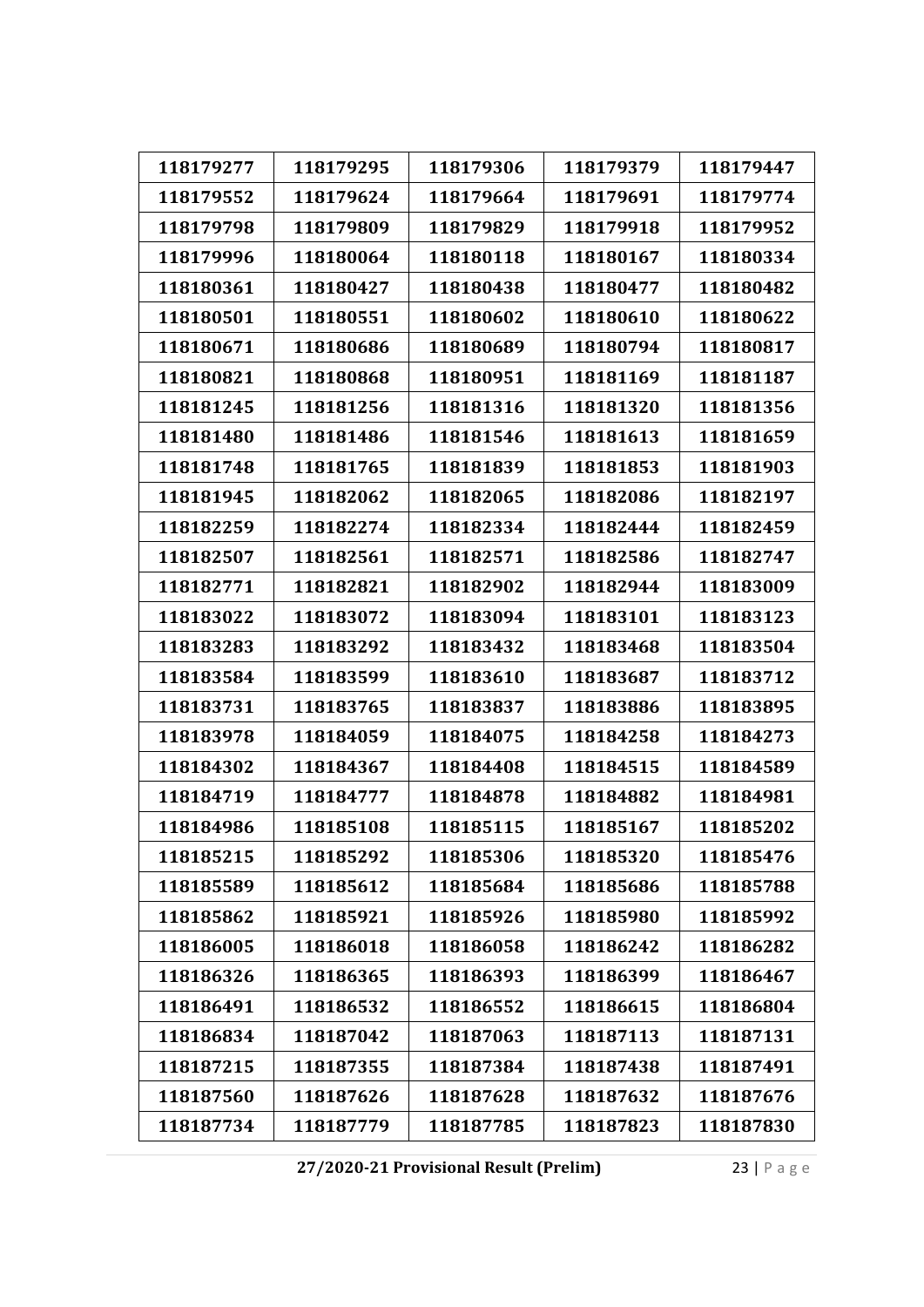| 118179277 | 118179295 | 118179306 | 118179379 | 118179447 |
|---|---|---|---|---|
| 118179552 | 118179624 | 118179664 | 118179691 | 118179774 |
| 118179798 | 118179809 | 118179829 | 118179918 | 118179952 |
| 118179996 | 118180064 | 118180118 | 118180167 | 118180334 |
| 118180361 | 118180427 | 118180438 | 118180477 | 118180482 |
| 118180501 | 118180551 | 118180602 | 118180610 | 118180622 |
| 118180671 | 118180686 | 118180689 | 118180794 | 118180817 |
| 118180821 | 118180868 | 118180951 | 118181169 | 118181187 |
| 118181245 | 118181256 | 118181316 | 118181320 | 118181356 |
| 118181480 | 118181486 | 118181546 | 118181613 | 118181659 |
| 118181748 | 118181765 | 118181839 | 118181853 | 118181903 |
| 118181945 | 118182062 | 118182065 | 118182086 | 118182197 |
| 118182259 | 118182274 | 118182334 | 118182444 | 118182459 |
| 118182507 | 118182561 | 118182571 | 118182586 | 118182747 |
| 118182771 | 118182821 | 118182902 | 118182944 | 118183009 |
| 118183022 | 118183072 | 118183094 | 118183101 | 118183123 |
| 118183283 | 118183292 | 118183432 | 118183468 | 118183504 |
| 118183584 | 118183599 | 118183610 | 118183687 | 118183712 |
| 118183731 | 118183765 | 118183837 | 118183886 | 118183895 |
| 118183978 | 118184059 | 118184075 | 118184258 | 118184273 |
| 118184302 | 118184367 | 118184408 | 118184515 | 118184589 |
| 118184719 | 118184777 | 118184878 | 118184882 | 118184981 |
| 118184986 | 118185108 | 118185115 | 118185167 | 118185202 |
| 118185215 | 118185292 | 118185306 | 118185320 | 118185476 |
| 118185589 | 118185612 | 118185684 | 118185686 | 118185788 |
| 118185862 | 118185921 | 118185926 | 118185980 | 118185992 |
| 118186005 | 118186018 | 118186058 | 118186242 | 118186282 |
| 118186326 | 118186365 | 118186393 | 118186399 | 118186467 |
| 118186491 | 118186532 | 118186552 | 118186615 | 118186804 |
| 118186834 | 118187042 | 118187063 | 118187113 | 118187131 |
| 118187215 | 118187355 | 118187384 | 118187438 | 118187491 |
| 118187560 | 118187626 | 118187628 | 118187632 | 118187676 |
| 118187734 | 118187779 | 118187785 | 118187823 | 118187830 |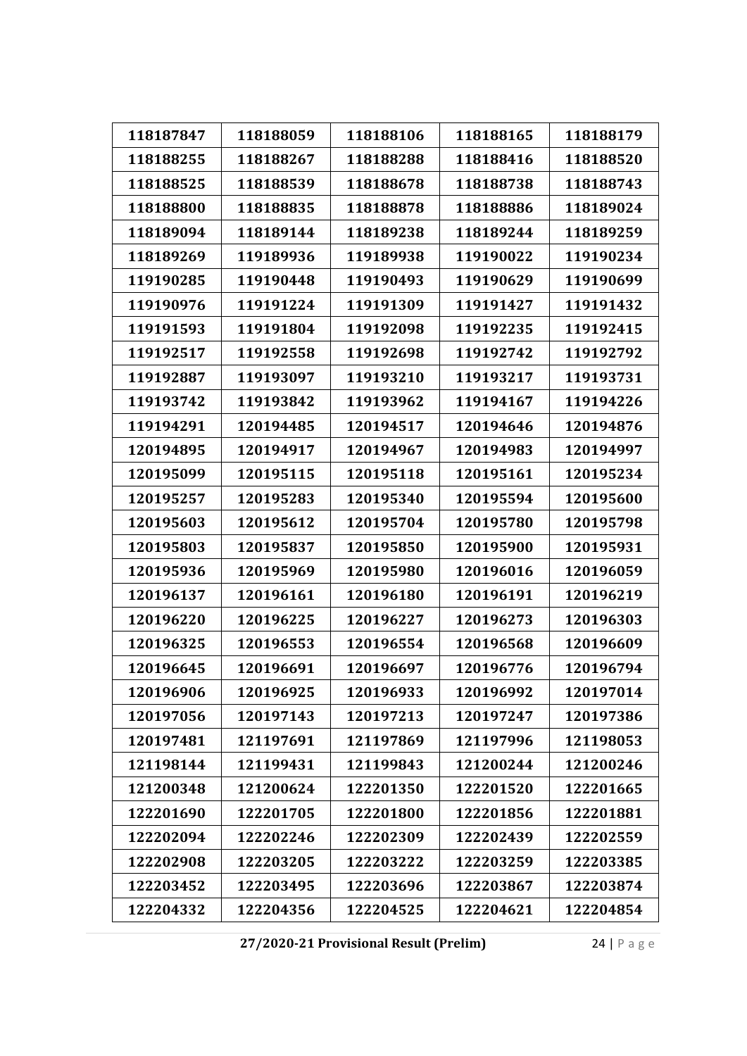| 118187847 | 118188059 | 118188106 | 118188165 | 118188179 |
|---|---|---|---|---|
| 118188255 | 118188267 | 118188288 | 118188416 | 118188520 |
| 118188525 | 118188539 | 118188678 | 118188738 | 118188743 |
| 118188800 | 118188835 | 118188878 | 118188886 | 118189024 |
| 118189094 | 118189144 | 118189238 | 118189244 | 118189259 |
| 118189269 | 119189936 | 119189938 | 119190022 | 119190234 |
| 119190285 | 119190448 | 119190493 | 119190629 | 119190699 |
| 119190976 | 119191224 | 119191309 | 119191427 | 119191432 |
| 119191593 | 119191804 | 119192098 | 119192235 | 119192415 |
| 119192517 | 119192558 | 119192698 | 119192742 | 119192792 |
| 119192887 | 119193097 | 119193210 | 119193217 | 119193731 |
| 119193742 | 119193842 | 119193962 | 119194167 | 119194226 |
| 119194291 | 120194485 | 120194517 | 120194646 | 120194876 |
| 120194895 | 120194917 | 120194967 | 120194983 | 120194997 |
| 120195099 | 120195115 | 120195118 | 120195161 | 120195234 |
| 120195257 | 120195283 | 120195340 | 120195594 | 120195600 |
| 120195603 | 120195612 | 120195704 | 120195780 | 120195798 |
| 120195803 | 120195837 | 120195850 | 120195900 | 120195931 |
| 120195936 | 120195969 | 120195980 | 120196016 | 120196059 |
| 120196137 | 120196161 | 120196180 | 120196191 | 120196219 |
| 120196220 | 120196225 | 120196227 | 120196273 | 120196303 |
| 120196325 | 120196553 | 120196554 | 120196568 | 120196609 |
| 120196645 | 120196691 | 120196697 | 120196776 | 120196794 |
| 120196906 | 120196925 | 120196933 | 120196992 | 120197014 |
| 120197056 | 120197143 | 120197213 | 120197247 | 120197386 |
| 120197481 | 121197691 | 121197869 | 121197996 | 121198053 |
| 121198144 | 121199431 | 121199843 | 121200244 | 121200246 |
| 121200348 | 121200624 | 122201350 | 122201520 | 122201665 |
| 122201690 | 122201705 | 122201800 | 122201856 | 122201881 |
| 122202094 | 122202246 | 122202309 | 122202439 | 122202559 |
| 122202908 | 122203205 | 122203222 | 122203259 | 122203385 |
| 122203452 | 122203495 | 122203696 | 122203867 | 122203874 |
| 122204332 | 122204356 | 122204525 | 122204621 | 122204854 |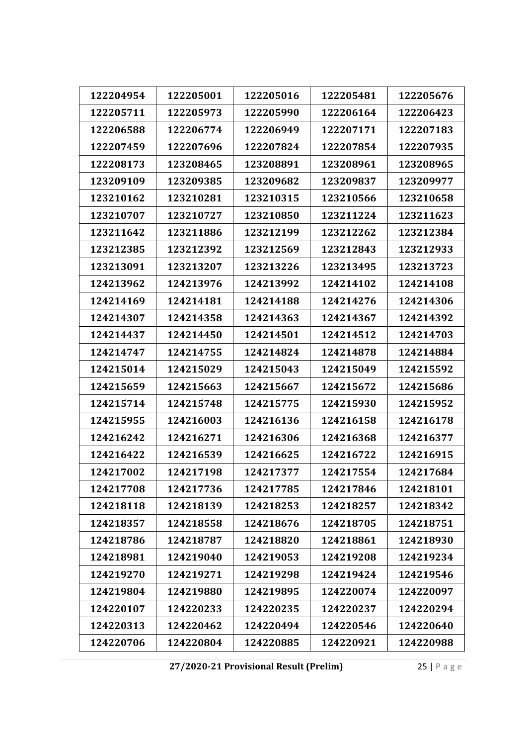| 122204954 | 122205001 | 122205016 | 122205481 | 122205676 |
|---|---|---|---|---|
| 122205711 | 122205973 | 122205990 | 122206164 | 122206423 |
| 122206588 | 122206774 | 122206949 | 122207171 | 122207183 |
| 122207459 | 122207696 | 122207824 | 122207854 | 122207935 |
| 122208173 | 123208465 | 123208891 | 123208961 | 123208965 |
| 123209109 | 123209385 | 123209682 | 123209837 | 123209977 |
| 123210162 | 123210281 | 123210315 | 123210566 | 123210658 |
| 123210707 | 123210727 | 123210850 | 123211224 | 123211623 |
| 123211642 | 123211886 | 123212199 | 123212262 | 123212384 |
| 123212385 | 123212392 | 123212569 | 123212843 | 123212933 |
| 123213091 | 123213207 | 123213226 | 123213495 | 123213723 |
| 124213962 | 124213976 | 124213992 | 124214102 | 124214108 |
| 124214169 | 124214181 | 124214188 | 124214276 | 124214306 |
| 124214307 | 124214358 | 124214363 | 124214367 | 124214392 |
| 124214437 | 124214450 | 124214501 | 124214512 | 124214703 |
| 124214747 | 124214755 | 124214824 | 124214878 | 124214884 |
| 124215014 | 124215029 | 124215043 | 124215049 | 124215592 |
| 124215659 | 124215663 | 124215667 | 124215672 | 124215686 |
| 124215714 | 124215748 | 124215775 | 124215930 | 124215952 |
| 124215955 | 124216003 | 124216136 | 124216158 | 124216178 |
| 124216242 | 124216271 | 124216306 | 124216368 | 124216377 |
| 124216422 | 124216539 | 124216625 | 124216722 | 124216915 |
| 124217002 | 124217198 | 124217377 | 124217554 | 124217684 |
| 124217708 | 124217736 | 124217785 | 124217846 | 124218101 |
| 124218118 | 124218139 | 124218253 | 124218257 | 124218342 |
| 124218357 | 124218558 | 124218676 | 124218705 | 124218751 |
| 124218786 | 124218787 | 124218820 | 124218861 | 124218930 |
| 124218981 | 124219040 | 124219053 | 124219208 | 124219234 |
| 124219270 | 124219271 | 124219298 | 124219424 | 124219546 |
| 124219804 | 124219880 | 124219895 | 124220074 | 124220097 |
| 124220107 | 124220233 | 124220235 | 124220237 | 124220294 |
| 124220313 | 124220462 | 124220494 | 124220546 | 124220640 |
| 124220706 | 124220804 | 124220885 | 124220921 | 124220988 |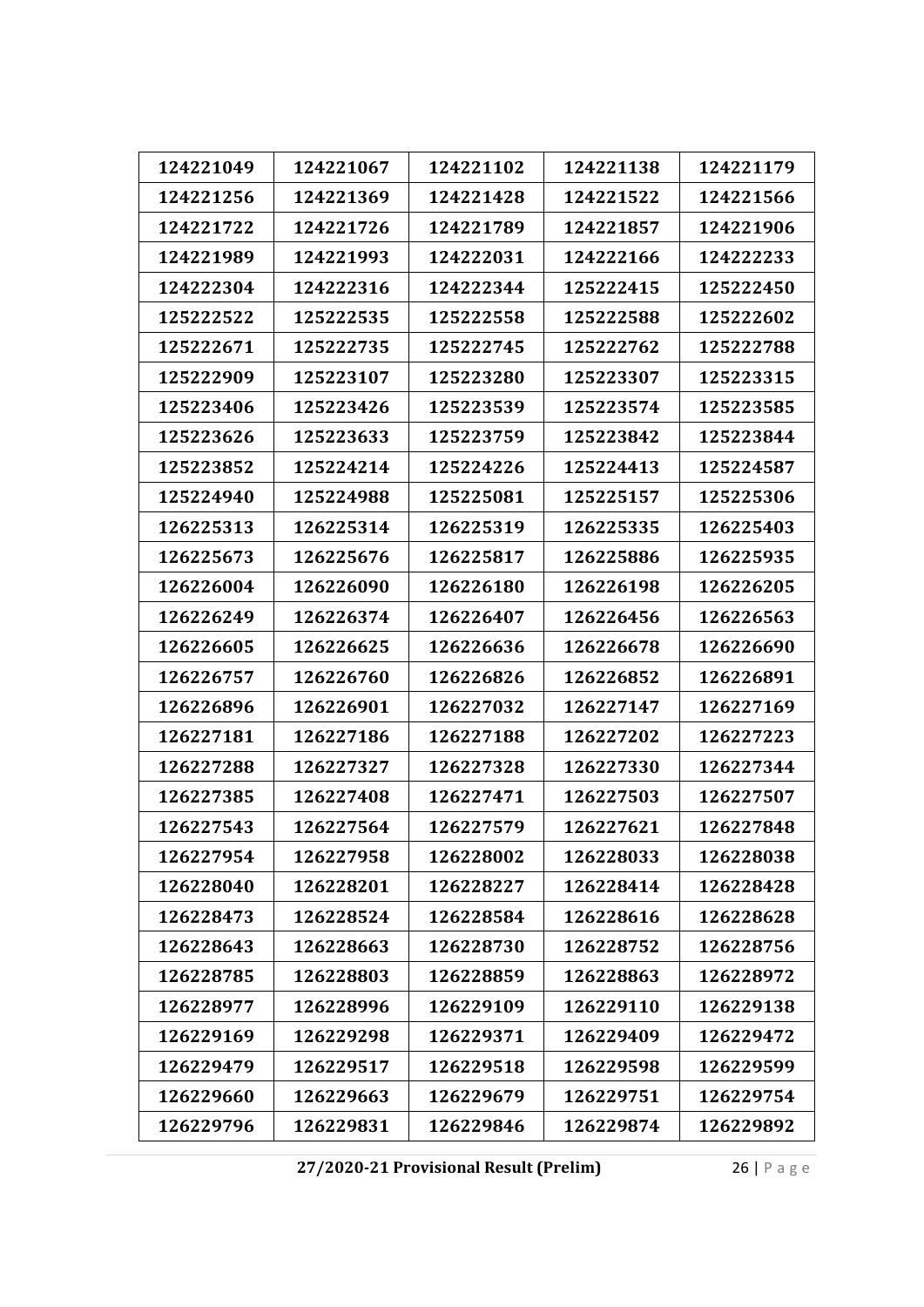| 124221049 | 124221067 | 124221102 | 124221138 | 124221179 |
|---|---|---|---|---|
| 124221256 | 124221369 | 124221428 | 124221522 | 124221566 |
| 124221722 | 124221726 | 124221789 | 124221857 | 124221906 |
| 124221989 | 124221993 | 124222031 | 124222166 | 124222233 |
| 124222304 | 124222316 | 124222344 | 125222415 | 125222450 |
| 125222522 | 125222535 | 125222558 | 125222588 | 125222602 |
| 125222671 | 125222735 | 125222745 | 125222762 | 125222788 |
| 125222909 | 125223107 | 125223280 | 125223307 | 125223315 |
| 125223406 | 125223426 | 125223539 | 125223574 | 125223585 |
| 125223626 | 125223633 | 125223759 | 125223842 | 125223844 |
| 125223852 | 125224214 | 125224226 | 125224413 | 125224587 |
| 125224940 | 125224988 | 125225081 | 125225157 | 125225306 |
| 126225313 | 126225314 | 126225319 | 126225335 | 126225403 |
| 126225673 | 126225676 | 126225817 | 126225886 | 126225935 |
| 126226004 | 126226090 | 126226180 | 126226198 | 126226205 |
| 126226249 | 126226374 | 126226407 | 126226456 | 126226563 |
| 126226605 | 126226625 | 126226636 | 126226678 | 126226690 |
| 126226757 | 126226760 | 126226826 | 126226852 | 126226891 |
| 126226896 | 126226901 | 126227032 | 126227147 | 126227169 |
| 126227181 | 126227186 | 126227188 | 126227202 | 126227223 |
| 126227288 | 126227327 | 126227328 | 126227330 | 126227344 |
| 126227385 | 126227408 | 126227471 | 126227503 | 126227507 |
| 126227543 | 126227564 | 126227579 | 126227621 | 126227848 |
| 126227954 | 126227958 | 126228002 | 126228033 | 126228038 |
| 126228040 | 126228201 | 126228227 | 126228414 | 126228428 |
| 126228473 | 126228524 | 126228584 | 126228616 | 126228628 |
| 126228643 | 126228663 | 126228730 | 126228752 | 126228756 |
| 126228785 | 126228803 | 126228859 | 126228863 | 126228972 |
| 126228977 | 126228996 | 126229109 | 126229110 | 126229138 |
| 126229169 | 126229298 | 126229371 | 126229409 | 126229472 |
| 126229479 | 126229517 | 126229518 | 126229598 | 126229599 |
| 126229660 | 126229663 | 126229679 | 126229751 | 126229754 |
| 126229796 | 126229831 | 126229846 | 126229874 | 126229892 |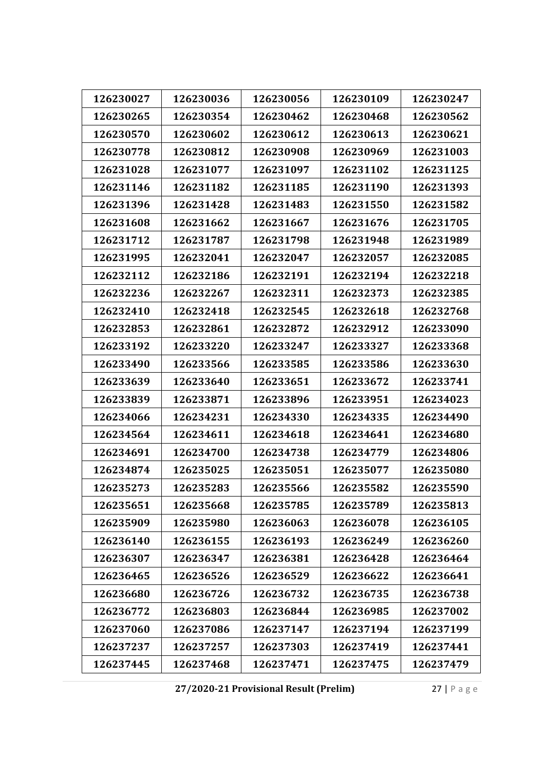| 126230027 | 126230036 | 126230056 | 126230109 | 126230247 |
|---|---|---|---|---|
| 126230265 | 126230354 | 126230462 | 126230468 | 126230562 |
| 126230570 | 126230602 | 126230612 | 126230613 | 126230621 |
| 126230778 | 126230812 | 126230908 | 126230969 | 126231003 |
| 126231028 | 126231077 | 126231097 | 126231102 | 126231125 |
| 126231146 | 126231182 | 126231185 | 126231190 | 126231393 |
| 126231396 | 126231428 | 126231483 | 126231550 | 126231582 |
| 126231608 | 126231662 | 126231667 | 126231676 | 126231705 |
| 126231712 | 126231787 | 126231798 | 126231948 | 126231989 |
| 126231995 | 126232041 | 126232047 | 126232057 | 126232085 |
| 126232112 | 126232186 | 126232191 | 126232194 | 126232218 |
| 126232236 | 126232267 | 126232311 | 126232373 | 126232385 |
| 126232410 | 126232418 | 126232545 | 126232618 | 126232768 |
| 126232853 | 126232861 | 126232872 | 126232912 | 126233090 |
| 126233192 | 126233220 | 126233247 | 126233327 | 126233368 |
| 126233490 | 126233566 | 126233585 | 126233586 | 126233630 |
| 126233639 | 126233640 | 126233651 | 126233672 | 126233741 |
| 126233839 | 126233871 | 126233896 | 126233951 | 126234023 |
| 126234066 | 126234231 | 126234330 | 126234335 | 126234490 |
| 126234564 | 126234611 | 126234618 | 126234641 | 126234680 |
| 126234691 | 126234700 | 126234738 | 126234779 | 126234806 |
| 126234874 | 126235025 | 126235051 | 126235077 | 126235080 |
| 126235273 | 126235283 | 126235566 | 126235582 | 126235590 |
| 126235651 | 126235668 | 126235785 | 126235789 | 126235813 |
| 126235909 | 126235980 | 126236063 | 126236078 | 126236105 |
| 126236140 | 126236155 | 126236193 | 126236249 | 126236260 |
| 126236307 | 126236347 | 126236381 | 126236428 | 126236464 |
| 126236465 | 126236526 | 126236529 | 126236622 | 126236641 |
| 126236680 | 126236726 | 126236732 | 126236735 | 126236738 |
| 126236772 | 126236803 | 126236844 | 126236985 | 126237002 |
| 126237060 | 126237086 | 126237147 | 126237194 | 126237199 |
| 126237237 | 126237257 | 126237303 | 126237419 | 126237441 |
| 126237445 | 126237468 | 126237471 | 126237475 | 126237479 |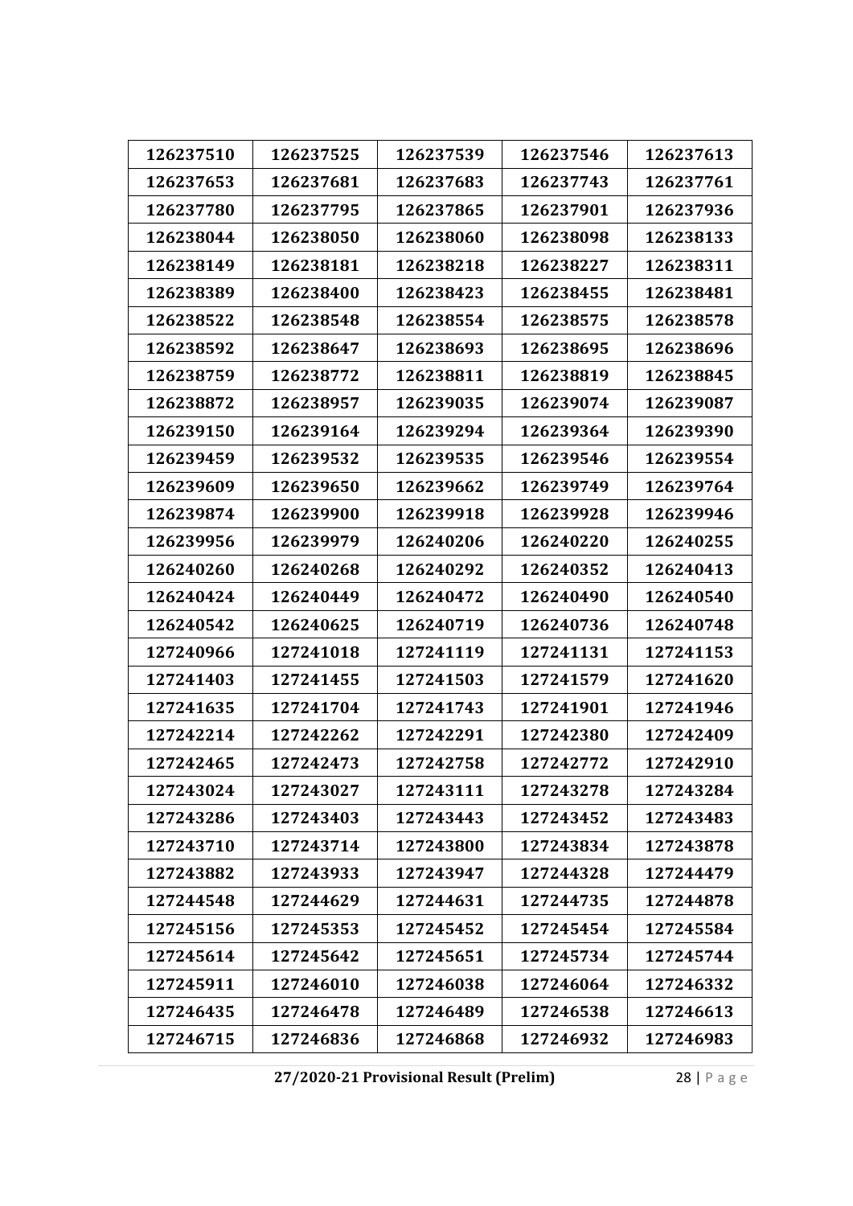| 126237510 | 126237525 | 126237539 | 126237546 | 126237613 |
|---|---|---|---|---|
| 126237653 | 126237681 | 126237683 | 126237743 | 126237761 |
| 126237780 | 126237795 | 126237865 | 126237901 | 126237936 |
| 126238044 | 126238050 | 126238060 | 126238098 | 126238133 |
| 126238149 | 126238181 | 126238218 | 126238227 | 126238311 |
| 126238389 | 126238400 | 126238423 | 126238455 | 126238481 |
| 126238522 | 126238548 | 126238554 | 126238575 | 126238578 |
| 126238592 | 126238647 | 126238693 | 126238695 | 126238696 |
| 126238759 | 126238772 | 126238811 | 126238819 | 126238845 |
| 126238872 | 126238957 | 126239035 | 126239074 | 126239087 |
| 126239150 | 126239164 | 126239294 | 126239364 | 126239390 |
| 126239459 | 126239532 | 126239535 | 126239546 | 126239554 |
| 126239609 | 126239650 | 126239662 | 126239749 | 126239764 |
| 126239874 | 126239900 | 126239918 | 126239928 | 126239946 |
| 126239956 | 126239979 | 126240206 | 126240220 | 126240255 |
| 126240260 | 126240268 | 126240292 | 126240352 | 126240413 |
| 126240424 | 126240449 | 126240472 | 126240490 | 126240540 |
| 126240542 | 126240625 | 126240719 | 126240736 | 126240748 |
| 127240966 | 127241018 | 127241119 | 127241131 | 127241153 |
| 127241403 | 127241455 | 127241503 | 127241579 | 127241620 |
| 127241635 | 127241704 | 127241743 | 127241901 | 127241946 |
| 127242214 | 127242262 | 127242291 | 127242380 | 127242409 |
| 127242465 | 127242473 | 127242758 | 127242772 | 127242910 |
| 127243024 | 127243027 | 127243111 | 127243278 | 127243284 |
| 127243286 | 127243403 | 127243443 | 127243452 | 127243483 |
| 127243710 | 127243714 | 127243800 | 127243834 | 127243878 |
| 127243882 | 127243933 | 127243947 | 127244328 | 127244479 |
| 127244548 | 127244629 | 127244631 | 127244735 | 127244878 |
| 127245156 | 127245353 | 127245452 | 127245454 | 127245584 |
| 127245614 | 127245642 | 127245651 | 127245734 | 127245744 |
| 127245911 | 127246010 | 127246038 | 127246064 | 127246332 |
| 127246435 | 127246478 | 127246489 | 127246538 | 127246613 |
| 127246715 | 127246836 | 127246868 | 127246932 | 127246983 |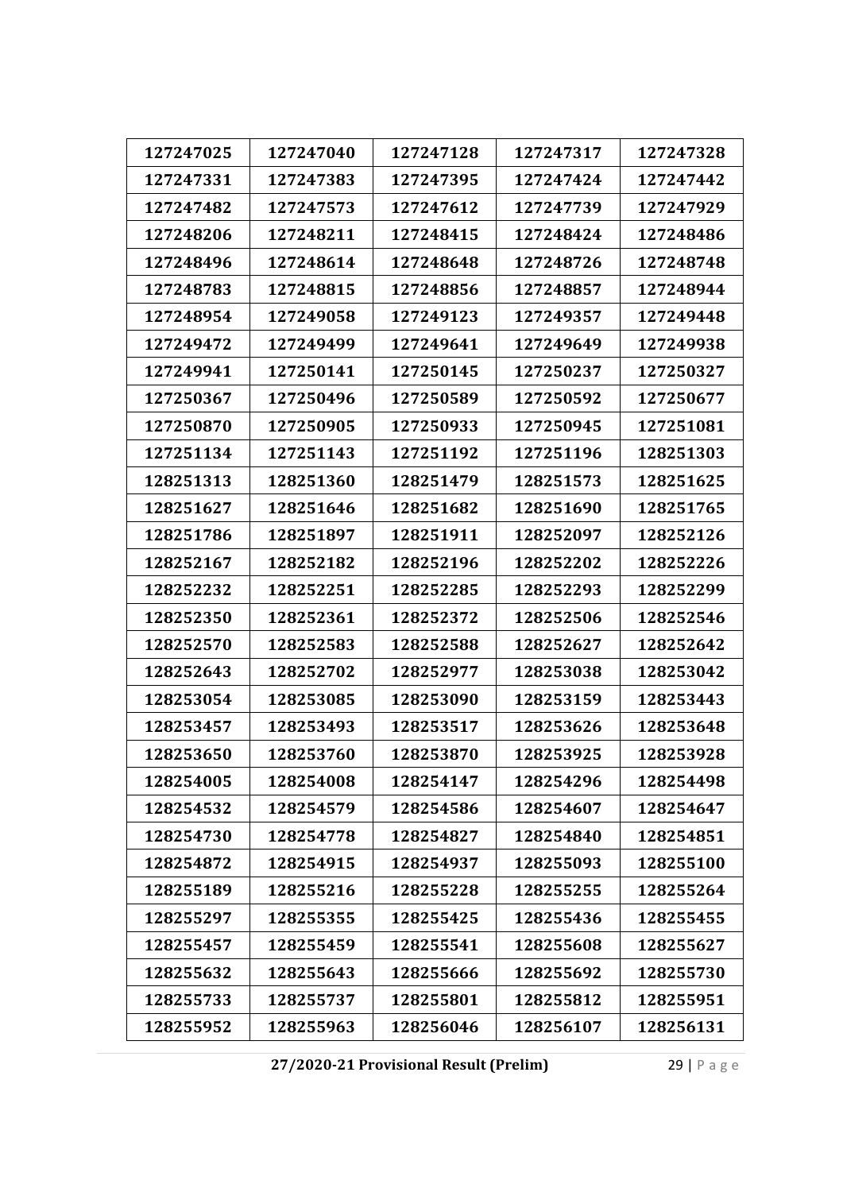| 127247025 | 127247040 | 127247128 | 127247317 | 127247328 |
|---|---|---|---|---|
| 127247331 | 127247383 | 127247395 | 127247424 | 127247442 |
| 127247482 | 127247573 | 127247612 | 127247739 | 127247929 |
| 127248206 | 127248211 | 127248415 | 127248424 | 127248486 |
| 127248496 | 127248614 | 127248648 | 127248726 | 127248748 |
| 127248783 | 127248815 | 127248856 | 127248857 | 127248944 |
| 127248954 | 127249058 | 127249123 | 127249357 | 127249448 |
| 127249472 | 127249499 | 127249641 | 127249649 | 127249938 |
| 127249941 | 127250141 | 127250145 | 127250237 | 127250327 |
| 127250367 | 127250496 | 127250589 | 127250592 | 127250677 |
| 127250870 | 127250905 | 127250933 | 127250945 | 127251081 |
| 127251134 | 127251143 | 127251192 | 127251196 | 128251303 |
| 128251313 | 128251360 | 128251479 | 128251573 | 128251625 |
| 128251627 | 128251646 | 128251682 | 128251690 | 128251765 |
| 128251786 | 128251897 | 128251911 | 128252097 | 128252126 |
| 128252167 | 128252182 | 128252196 | 128252202 | 128252226 |
| 128252232 | 128252251 | 128252285 | 128252293 | 128252299 |
| 128252350 | 128252361 | 128252372 | 128252506 | 128252546 |
| 128252570 | 128252583 | 128252588 | 128252627 | 128252642 |
| 128252643 | 128252702 | 128252977 | 128253038 | 128253042 |
| 128253054 | 128253085 | 128253090 | 128253159 | 128253443 |
| 128253457 | 128253493 | 128253517 | 128253626 | 128253648 |
| 128253650 | 128253760 | 128253870 | 128253925 | 128253928 |
| 128254005 | 128254008 | 128254147 | 128254296 | 128254498 |
| 128254532 | 128254579 | 128254586 | 128254607 | 128254647 |
| 128254730 | 128254778 | 128254827 | 128254840 | 128254851 |
| 128254872 | 128254915 | 128254937 | 128255093 | 128255100 |
| 128255189 | 128255216 | 128255228 | 128255255 | 128255264 |
| 128255297 | 128255355 | 128255425 | 128255436 | 128255455 |
| 128255457 | 128255459 | 128255541 | 128255608 | 128255627 |
| 128255632 | 128255643 | 128255666 | 128255692 | 128255730 |
| 128255733 | 128255737 | 128255801 | 128255812 | 128255951 |
| 128255952 | 128255963 | 128256046 | 128256107 | 128256131 |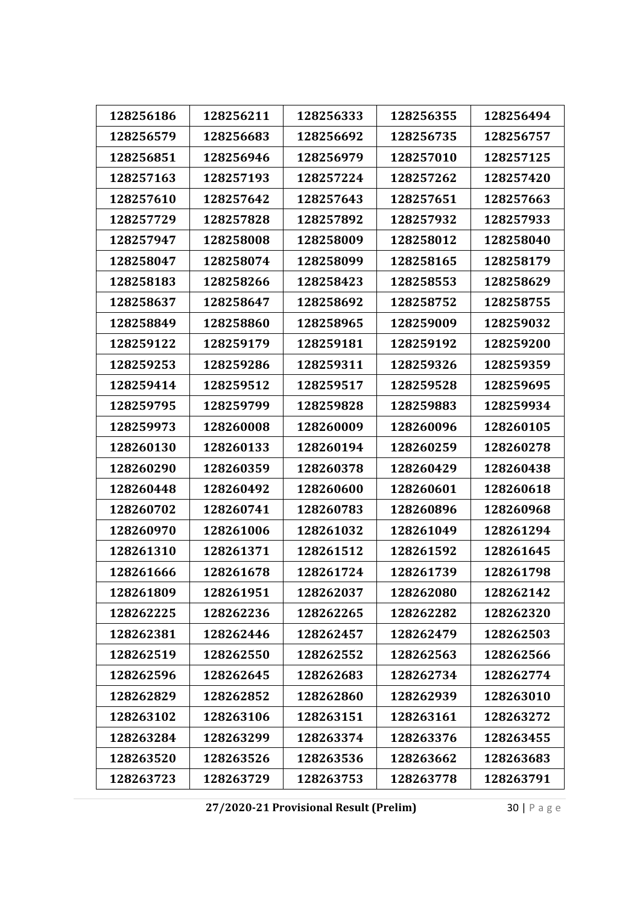| 128256186 | 128256211 | 128256333 | 128256355 | 128256494 |
|---|---|---|---|---|
| 128256579 | 128256683 | 128256692 | 128256735 | 128256757 |
| 128256851 | 128256946 | 128256979 | 128257010 | 128257125 |
| 128257163 | 128257193 | 128257224 | 128257262 | 128257420 |
| 128257610 | 128257642 | 128257643 | 128257651 | 128257663 |
| 128257729 | 128257828 | 128257892 | 128257932 | 128257933 |
| 128257947 | 128258008 | 128258009 | 128258012 | 128258040 |
| 128258047 | 128258074 | 128258099 | 128258165 | 128258179 |
| 128258183 | 128258266 | 128258423 | 128258553 | 128258629 |
| 128258637 | 128258647 | 128258692 | 128258752 | 128258755 |
| 128258849 | 128258860 | 128258965 | 128259009 | 128259032 |
| 128259122 | 128259179 | 128259181 | 128259192 | 128259200 |
| 128259253 | 128259286 | 128259311 | 128259326 | 128259359 |
| 128259414 | 128259512 | 128259517 | 128259528 | 128259695 |
| 128259795 | 128259799 | 128259828 | 128259883 | 128259934 |
| 128259973 | 128260008 | 128260009 | 128260096 | 128260105 |
| 128260130 | 128260133 | 128260194 | 128260259 | 128260278 |
| 128260290 | 128260359 | 128260378 | 128260429 | 128260438 |
| 128260448 | 128260492 | 128260600 | 128260601 | 128260618 |
| 128260702 | 128260741 | 128260783 | 128260896 | 128260968 |
| 128260970 | 128261006 | 128261032 | 128261049 | 128261294 |
| 128261310 | 128261371 | 128261512 | 128261592 | 128261645 |
| 128261666 | 128261678 | 128261724 | 128261739 | 128261798 |
| 128261809 | 128261951 | 128262037 | 128262080 | 128262142 |
| 128262225 | 128262236 | 128262265 | 128262282 | 128262320 |
| 128262381 | 128262446 | 128262457 | 128262479 | 128262503 |
| 128262519 | 128262550 | 128262552 | 128262563 | 128262566 |
| 128262596 | 128262645 | 128262683 | 128262734 | 128262774 |
| 128262829 | 128262852 | 128262860 | 128262939 | 128263010 |
| 128263102 | 128263106 | 128263151 | 128263161 | 128263272 |
| 128263284 | 128263299 | 128263374 | 128263376 | 128263455 |
| 128263520 | 128263526 | 128263536 | 128263662 | 128263683 |
| 128263723 | 128263729 | 128263753 | 128263778 | 128263791 |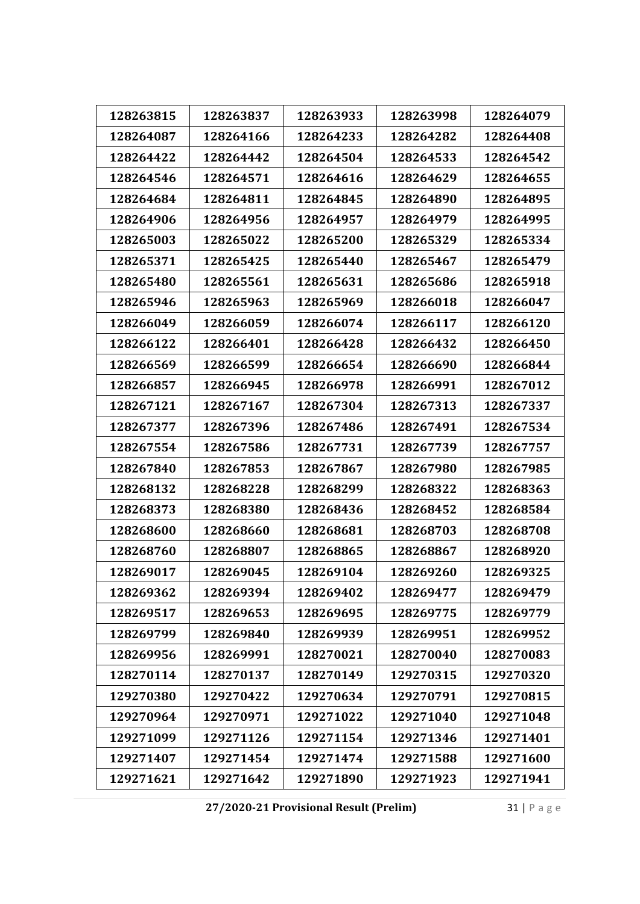| 128263815 | 128263837 | 128263933 | 128263998 | 128264079 |
|---|---|---|---|---|
| 128264087 | 128264166 | 128264233 | 128264282 | 128264408 |
| 128264422 | 128264442 | 128264504 | 128264533 | 128264542 |
| 128264546 | 128264571 | 128264616 | 128264629 | 128264655 |
| 128264684 | 128264811 | 128264845 | 128264890 | 128264895 |
| 128264906 | 128264956 | 128264957 | 128264979 | 128264995 |
| 128265003 | 128265022 | 128265200 | 128265329 | 128265334 |
| 128265371 | 128265425 | 128265440 | 128265467 | 128265479 |
| 128265480 | 128265561 | 128265631 | 128265686 | 128265918 |
| 128265946 | 128265963 | 128265969 | 128266018 | 128266047 |
| 128266049 | 128266059 | 128266074 | 128266117 | 128266120 |
| 128266122 | 128266401 | 128266428 | 128266432 | 128266450 |
| 128266569 | 128266599 | 128266654 | 128266690 | 128266844 |
| 128266857 | 128266945 | 128266978 | 128266991 | 128267012 |
| 128267121 | 128267167 | 128267304 | 128267313 | 128267337 |
| 128267377 | 128267396 | 128267486 | 128267491 | 128267534 |
| 128267554 | 128267586 | 128267731 | 128267739 | 128267757 |
| 128267840 | 128267853 | 128267867 | 128267980 | 128267985 |
| 128268132 | 128268228 | 128268299 | 128268322 | 128268363 |
| 128268373 | 128268380 | 128268436 | 128268452 | 128268584 |
| 128268600 | 128268660 | 128268681 | 128268703 | 128268708 |
| 128268760 | 128268807 | 128268865 | 128268867 | 128268920 |
| 128269017 | 128269045 | 128269104 | 128269260 | 128269325 |
| 128269362 | 128269394 | 128269402 | 128269477 | 128269479 |
| 128269517 | 128269653 | 128269695 | 128269775 | 128269779 |
| 128269799 | 128269840 | 128269939 | 128269951 | 128269952 |
| 128269956 | 128269991 | 128270021 | 128270040 | 128270083 |
| 128270114 | 128270137 | 128270149 | 129270315 | 129270320 |
| 129270380 | 129270422 | 129270634 | 129270791 | 129270815 |
| 129270964 | 129270971 | 129271022 | 129271040 | 129271048 |
| 129271099 | 129271126 | 129271154 | 129271346 | 129271401 |
| 129271407 | 129271454 | 129271474 | 129271588 | 129271600 |
| 129271621 | 129271642 | 129271890 | 129271923 | 129271941 |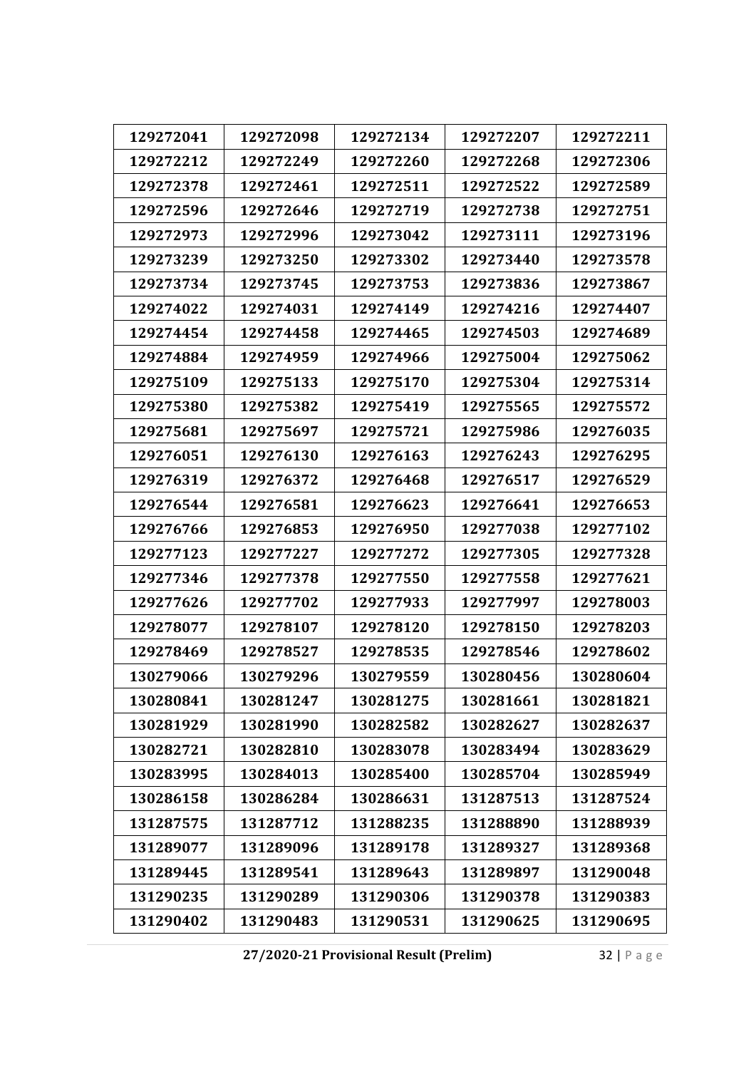| 129272041 | 129272098 | 129272134 | 129272207 | 129272211 |
|---|---|---|---|---|
| 129272212 | 129272249 | 129272260 | 129272268 | 129272306 |
| 129272378 | 129272461 | 129272511 | 129272522 | 129272589 |
| 129272596 | 129272646 | 129272719 | 129272738 | 129272751 |
| 129272973 | 129272996 | 129273042 | 129273111 | 129273196 |
| 129273239 | 129273250 | 129273302 | 129273440 | 129273578 |
| 129273734 | 129273745 | 129273753 | 129273836 | 129273867 |
| 129274022 | 129274031 | 129274149 | 129274216 | 129274407 |
| 129274454 | 129274458 | 129274465 | 129274503 | 129274689 |
| 129274884 | 129274959 | 129274966 | 129275004 | 129275062 |
| 129275109 | 129275133 | 129275170 | 129275304 | 129275314 |
| 129275380 | 129275382 | 129275419 | 129275565 | 129275572 |
| 129275681 | 129275697 | 129275721 | 129275986 | 129276035 |
| 129276051 | 129276130 | 129276163 | 129276243 | 129276295 |
| 129276319 | 129276372 | 129276468 | 129276517 | 129276529 |
| 129276544 | 129276581 | 129276623 | 129276641 | 129276653 |
| 129276766 | 129276853 | 129276950 | 129277038 | 129277102 |
| 129277123 | 129277227 | 129277272 | 129277305 | 129277328 |
| 129277346 | 129277378 | 129277550 | 129277558 | 129277621 |
| 129277626 | 129277702 | 129277933 | 129277997 | 129278003 |
| 129278077 | 129278107 | 129278120 | 129278150 | 129278203 |
| 129278469 | 129278527 | 129278535 | 129278546 | 129278602 |
| 130279066 | 130279296 | 130279559 | 130280456 | 130280604 |
| 130280841 | 130281247 | 130281275 | 130281661 | 130281821 |
| 130281929 | 130281990 | 130282582 | 130282627 | 130282637 |
| 130282721 | 130282810 | 130283078 | 130283494 | 130283629 |
| 130283995 | 130284013 | 130285400 | 130285704 | 130285949 |
| 130286158 | 130286284 | 130286631 | 131287513 | 131287524 |
| 131287575 | 131287712 | 131288235 | 131288890 | 131288939 |
| 131289077 | 131289096 | 131289178 | 131289327 | 131289368 |
| 131289445 | 131289541 | 131289643 | 131289897 | 131290048 |
| 131290235 | 131290289 | 131290306 | 131290378 | 131290383 |
| 131290402 | 131290483 | 131290531 | 131290625 | 131290695 |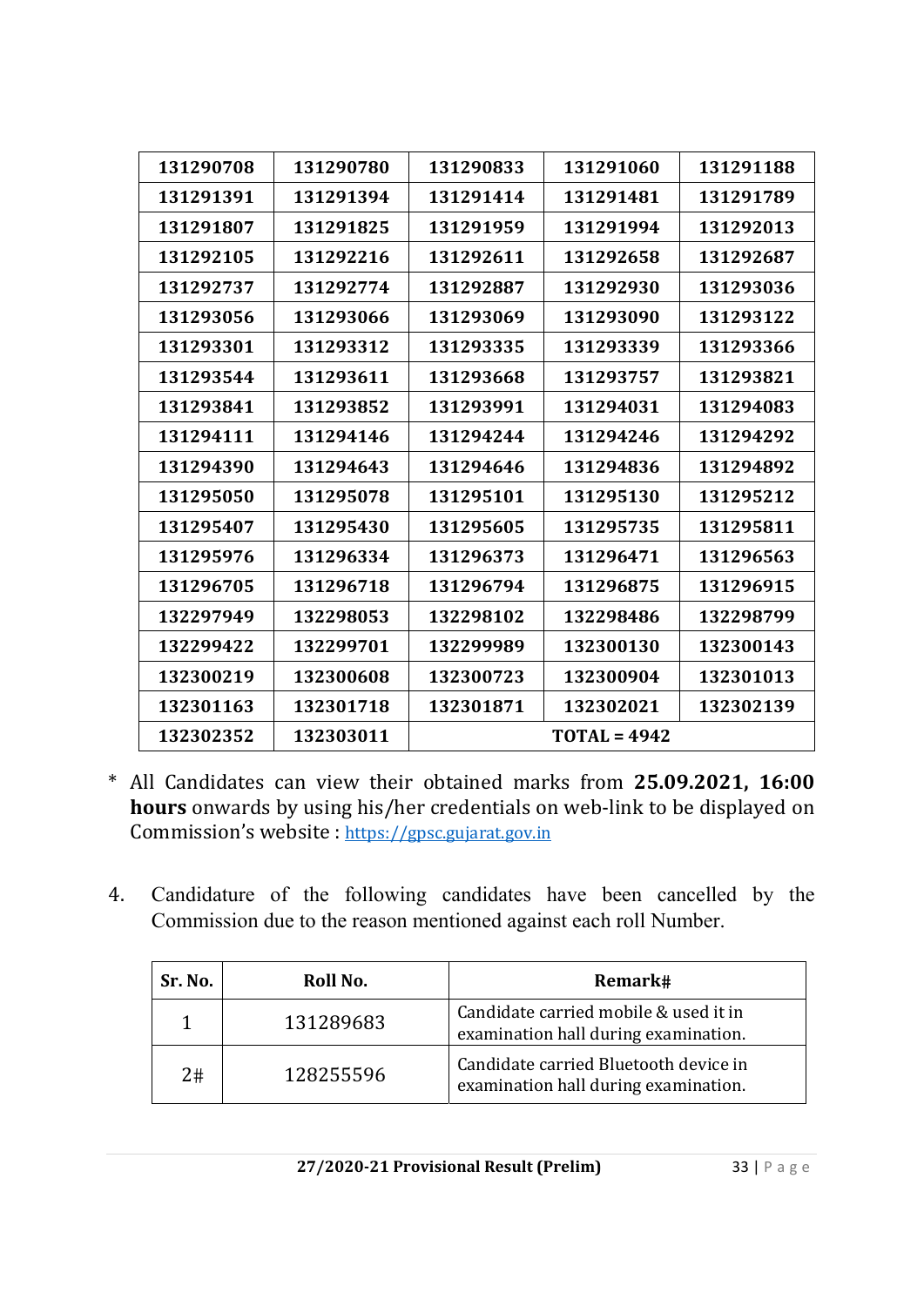| 131290708 | 131290780 | 131290833 | 131291060 | 131291188 |
|---|---|---|---|---|
| 131291391 | 131291394 | 131291414 | 131291481 | 131291789 |
| 131291807 | 131291825 | 131291959 | 131291994 | 131292013 |
| 131292105 | 131292216 | 131292611 | 131292658 | 131292687 |
| 131292737 | 131292774 | 131292887 | 131292930 | 131293036 |
| 131293056 | 131293066 | 131293069 | 131293090 | 131293122 |
| 131293301 | 131293312 | 131293335 | 131293339 | 131293366 |
| 131293544 | 131293611 | 131293668 | 131293757 | 131293821 |
| 131293841 | 131293852 | 131293991 | 131294031 | 131294083 |
| 131294111 | 131294146 | 131294244 | 131294246 | 131294292 |
| 131294390 | 131294643 | 131294646 | 131294836 | 131294892 |
| 131295050 | 131295078 | 131295101 | 131295130 | 131295212 |
| 131295407 | 131295430 | 131295605 | 131295735 | 131295811 |
| 131295976 | 131296334 | 131296373 | 131296471 | 131296563 |
| 131296705 | 131296718 | 131296794 | 131296875 | 131296915 |
| 132297949 | 132298053 | 132298102 | 132298486 | 132298799 |
| 132299422 | 132299701 | 132299989 | 132300130 | 132300143 |
| 132300219 | 132300608 | 132300723 | 132300904 | 132301013 |
| 132301163 | 132301718 | 132301871 | 132302021 | 132302139 |
| 132302352 | 132303011 | TOTAL = 4942 | | |

\* All Candidates can view their obtained marks from **25.09.2021, 16:00 hours** onwards by using his/her credentials on web-link to be displayed on Commission's website : https://gpsc.gujarat.gov.in

4. Candidature of the following candidates have been cancelled by the Commission due to the reason mentioned against each roll Number.

| Sr. No. | Roll No. | Remark# |
|---|---|---|
| 1 | 131289683 | Candidate carried mobile & used it in examination hall during examination. |
| 2# | 128255596 | Candidate carried Bluetooth device in examination hall during examination. |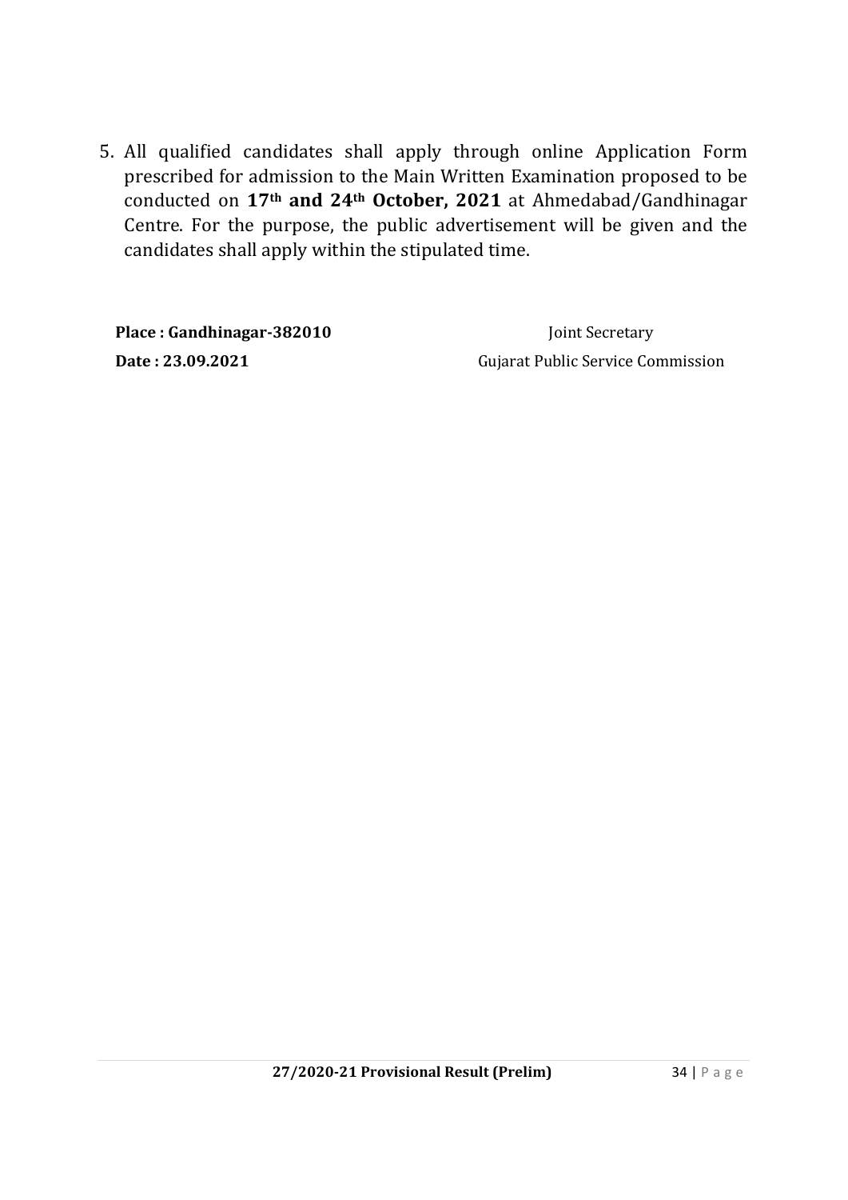5. All qualified candidates shall apply through online Application Form prescribed for admission to the Main Written Examination proposed to be conducted on **17th and 24th October, 2021** at Ahmedabad/Gandhinagar Centre. For the purpose, the public advertisement will be given and the candidates shall apply within the stipulated time.

**Place : Gandhinagar-382010**
**Date : 23.09.2021**

Joint Secretary
Gujarat Public Service Commission